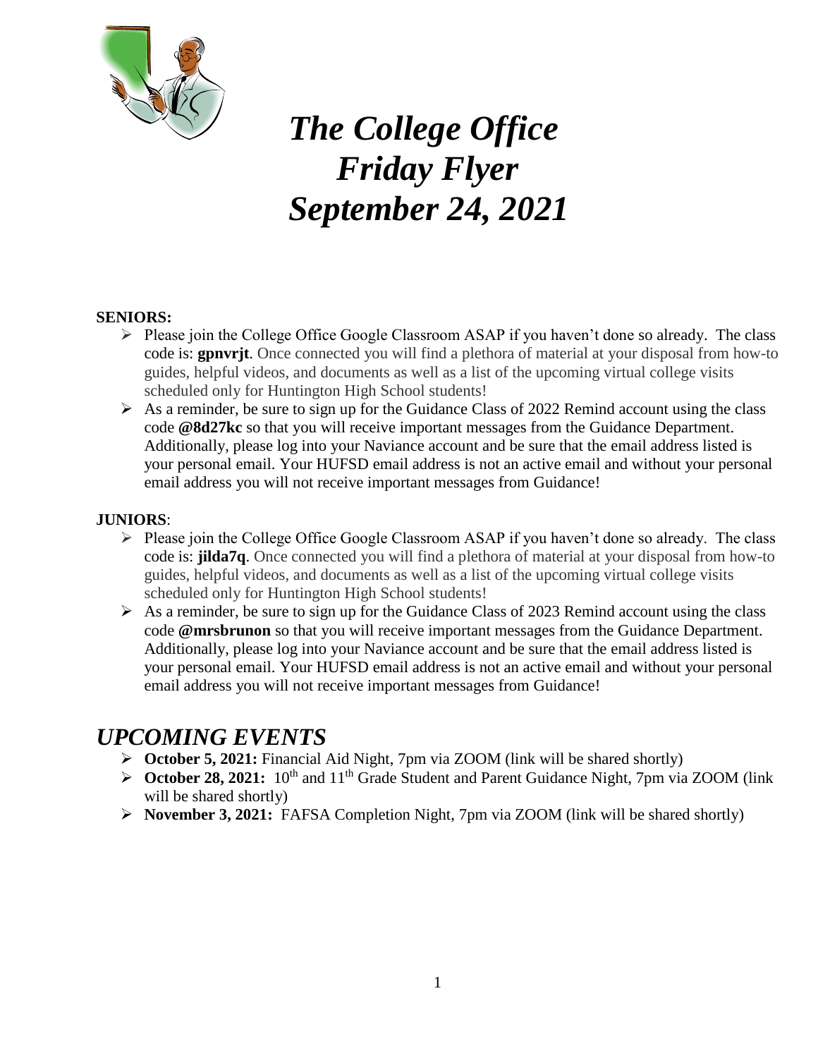# *The College Office Friday Flyer September 24, 2021*

**SENIORS:**

- Please join the College Office Google Classroom ASAP if you haven't done so already. The class code is: **gpnvrjt**. Once connected you will find a plethora of material at your disposal from how-to guides, helpful videos, and documents as well as a list of the upcoming virtual college visits scheduled only for Huntington High School students!
- As a reminder, be sure to sign up for the Guidance Class of 2022 Remind account using the class code **@8d27kc** so that you will receive important messages from the Guidance Department. Additionally, please log into your Naviance account and be sure that the email address listed is your personal email. Your HUFSD email address is not an active email and without your personal email address you will not receive important messages from Guidance!

**JUNIORS**:

- Please join the College Office Google Classroom ASAP if you haven't done so already. The class code is: **jilda7q**. Once connected you will find a plethora of material at your disposal from how-to guides, helpful videos, and documents as well as a list of the upcoming virtual college visits scheduled only for Huntington High School students!
- As a reminder, be sure to sign up for the Guidance Class of 2023 Remind account using the class code **@mrsbrunon** so that you will receive important messages from the Guidance Department. Additionally, please log into your Naviance account and be sure that the email address listed is your personal email. Your HUFSD email address is not an active email and without your personal email address you will not receive important messages from Guidance!

## *UPCOMING EVENTS*

- **October 5, 2021:** Financial Aid Night, 7pm via ZOOM (link will be shared shortly)
- **October 28, 2021:** 10th and 11th Grade Student and Parent Guidance Night, 7pm via ZOOM (link will be shared shortly)
- **November 3, 2021:** FAFSA Completion Night, 7pm via ZOOM (link will be shared shortly)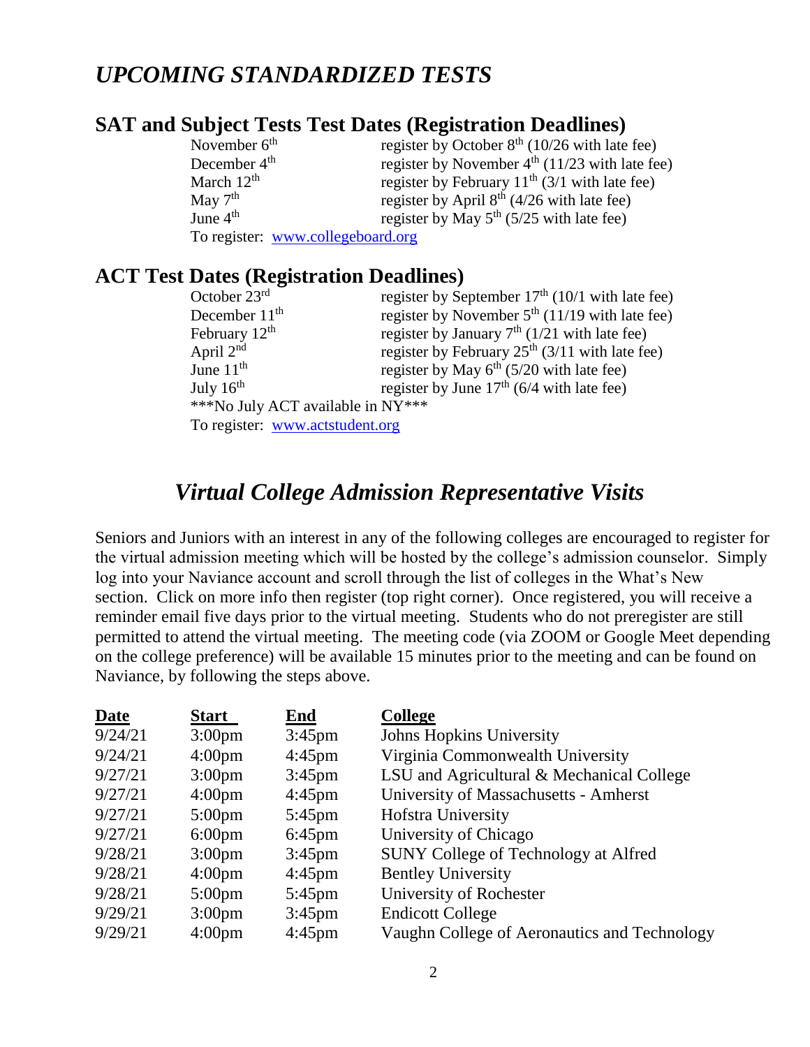# *UPCOMING STANDARDIZED TESTS*

## SAT and Subject Tests Test Dates (Registration Deadlines)

| | |
|---|---|
| November 6th | register by October 8th (10/26 with late fee) |
| December 4th | register by November 4th (11/23 with late fee) |
| March 12th | register by February 11th (3/1 with late fee) |
| May 7th | register by April 8th (4/26 with late fee) |
| June 4th | register by May 5th (5/25 with late fee) |

To register: [www.collegeboard.org](http://www.collegeboard.org)

## ACT Test Dates (Registration Deadlines)

| | |
|---|---|
| October 23rd | register by September 17th (10/1 with late fee) |
| December 11th | register by November 5th (11/19 with late fee) |
| February 12th | register by January 7th (1/21 with late fee) |
| April 2nd | register by February 25th (3/11 with late fee) |
| June 11th | register by May 6th (5/20 with late fee) |
| July 16th | register by June 17th (6/4 with late fee) |

***No July ACT available in NY***

To register: [www.actstudent.org](http://www.actstudent.org)

# *Virtual College Admission Representative Visits*

Seniors and Juniors with an interest in any of the following colleges are encouraged to register for the virtual admission meeting which will be hosted by the college's admission counselor. Simply log into your Naviance account and scroll through the list of colleges in the What's New section. Click on more info then register (top right corner). Once registered, you will receive a reminder email five days prior to the virtual meeting. Students who do not preregister are still permitted to attend the virtual meeting. The meeting code (via ZOOM or Google Meet depending on the college preference) will be available 15 minutes prior to the meeting and can be found on Naviance, by following the steps above.

| Date | Start | End | College |
|---|---|---|---|
| 9/24/21 | 3:00pm | 3:45pm | Johns Hopkins University |
| 9/24/21 | 4:00pm | 4:45pm | Virginia Commonwealth University |
| 9/27/21 | 3:00pm | 3:45pm | LSU and Agricultural & Mechanical College |
| 9/27/21 | 4:00pm | 4:45pm | University of Massachusetts - Amherst |
| 9/27/21 | 5:00pm | 5:45pm | Hofstra University |
| 9/27/21 | 6:00pm | 6:45pm | University of Chicago |
| 9/28/21 | 3:00pm | 3:45pm | SUNY College of Technology at Alfred |
| 9/28/21 | 4:00pm | 4:45pm | Bentley University |
| 9/28/21 | 5:00pm | 5:45pm | University of Rochester |
| 9/29/21 | 3:00pm | 3:45pm | Endicott College |
| 9/29/21 | 4:00pm | 4:45pm | Vaughn College of Aeronautics and Technology |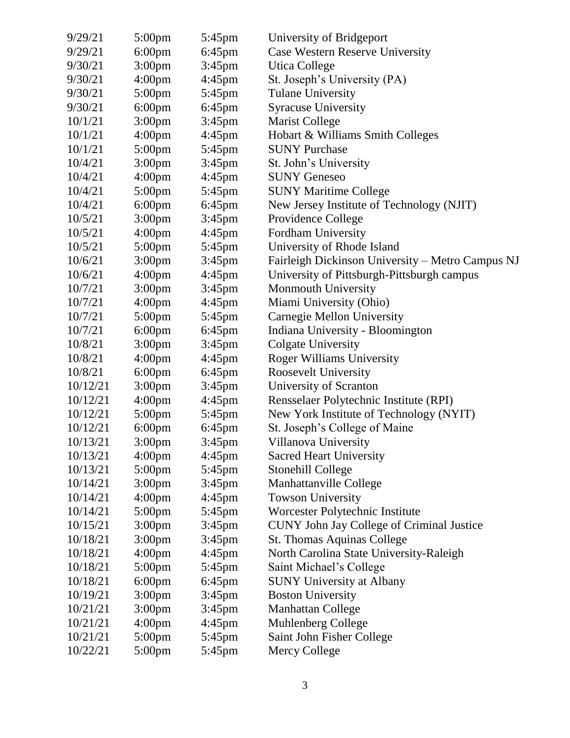| | | | |
|---|---|---|---|
| 9/29/21 | 5:00pm | 5:45pm | University of Bridgeport |
| 9/29/21 | 6:00pm | 6:45pm | Case Western Reserve University |
| 9/30/21 | 3:00pm | 3:45pm | Utica College |
| 9/30/21 | 4:00pm | 4:45pm | St. Joseph's University (PA) |
| 9/30/21 | 5:00pm | 5:45pm | Tulane University |
| 9/30/21 | 6:00pm | 6:45pm | Syracuse University |
| 10/1/21 | 3:00pm | 3:45pm | Marist College |
| 10/1/21 | 4:00pm | 4:45pm | Hobart & Williams Smith Colleges |
| 10/1/21 | 5:00pm | 5:45pm | SUNY Purchase |
| 10/4/21 | 3:00pm | 3:45pm | St. John's University |
| 10/4/21 | 4:00pm | 4:45pm | SUNY Geneseo |
| 10/4/21 | 5:00pm | 5:45pm | SUNY Maritime College |
| 10/4/21 | 6:00pm | 6:45pm | New Jersey Institute of Technology (NJIT) |
| 10/5/21 | 3:00pm | 3:45pm | Providence College |
| 10/5/21 | 4:00pm | 4:45pm | Fordham University |
| 10/5/21 | 5:00pm | 5:45pm | University of Rhode Island |
| 10/6/21 | 3:00pm | 3:45pm | Fairleigh Dickinson University – Metro Campus NJ |
| 10/6/21 | 4:00pm | 4:45pm | University of Pittsburgh-Pittsburgh campus |
| 10/7/21 | 3:00pm | 3:45pm | Monmouth University |
| 10/7/21 | 4:00pm | 4:45pm | Miami University (Ohio) |
| 10/7/21 | 5:00pm | 5:45pm | Carnegie Mellon University |
| 10/7/21 | 6:00pm | 6:45pm | Indiana University - Bloomington |
| 10/8/21 | 3:00pm | 3:45pm | Colgate University |
| 10/8/21 | 4:00pm | 4:45pm | Roger Williams University |
| 10/8/21 | 6:00pm | 6:45pm | Roosevelt University |
| 10/12/21 | 3:00pm | 3:45pm | University of Scranton |
| 10/12/21 | 4:00pm | 4:45pm | Rensselaer Polytechnic Institute (RPI) |
| 10/12/21 | 5:00pm | 5:45pm | New York Institute of Technology (NYIT) |
| 10/12/21 | 6:00pm | 6:45pm | St. Joseph's College of Maine |
| 10/13/21 | 3:00pm | 3:45pm | Villanova University |
| 10/13/21 | 4:00pm | 4:45pm | Sacred Heart University |
| 10/13/21 | 5:00pm | 5:45pm | Stonehill College |
| 10/14/21 | 3:00pm | 3:45pm | Manhattanville College |
| 10/14/21 | 4:00pm | 4:45pm | Towson University |
| 10/14/21 | 5:00pm | 5:45pm | Worcester Polytechnic Institute |
| 10/15/21 | 3:00pm | 3:45pm | CUNY John Jay College of Criminal Justice |
| 10/18/21 | 3:00pm | 3:45pm | St. Thomas Aquinas College |
| 10/18/21 | 4:00pm | 4:45pm | North Carolina State University-Raleigh |
| 10/18/21 | 5:00pm | 5:45pm | Saint Michael's College |
| 10/18/21 | 6:00pm | 6:45pm | SUNY University at Albany |
| 10/19/21 | 3:00pm | 3:45pm | Boston University |
| 10/21/21 | 3:00pm | 3:45pm | Manhattan College |
| 10/21/21 | 4:00pm | 4:45pm | Muhlenberg College |
| 10/21/21 | 5:00pm | 5:45pm | Saint John Fisher College |
| 10/22/21 | 5:00pm | 5:45pm | Mercy College |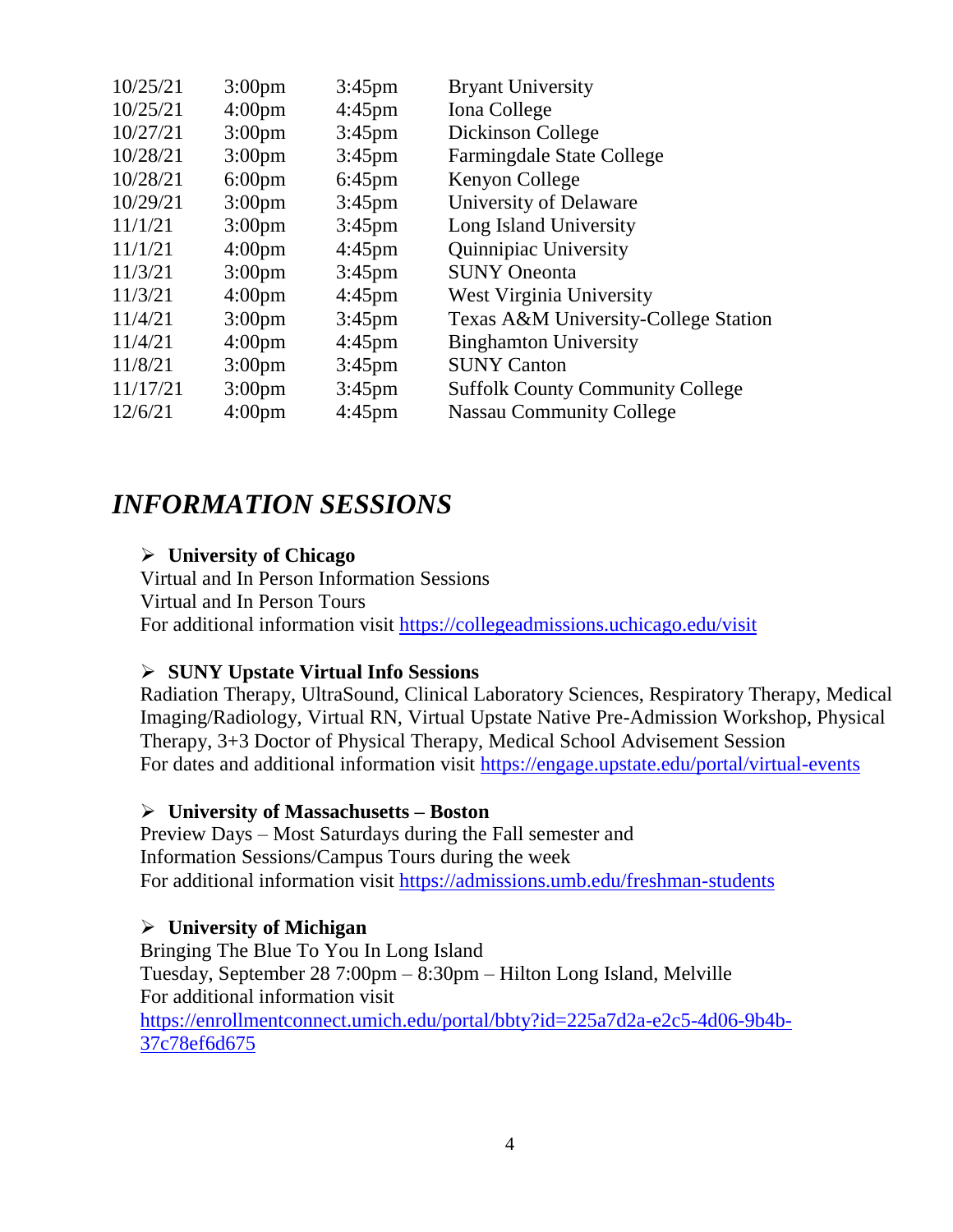| | | | |
|---|---|---|---|
| 10/25/21 | 3:00pm | 3:45pm | Bryant University |
| 10/25/21 | 4:00pm | 4:45pm | Iona College |
| 10/27/21 | 3:00pm | 3:45pm | Dickinson College |
| 10/28/21 | 3:00pm | 3:45pm | Farmingdale State College |
| 10/28/21 | 6:00pm | 6:45pm | Kenyon College |
| 10/29/21 | 3:00pm | 3:45pm | University of Delaware |
| 11/1/21 | 3:00pm | 3:45pm | Long Island University |
| 11/1/21 | 4:00pm | 4:45pm | Quinnipiac University |
| 11/3/21 | 3:00pm | 3:45pm | SUNY Oneonta |
| 11/3/21 | 4:00pm | 4:45pm | West Virginia University |
| 11/4/21 | 3:00pm | 3:45pm | Texas A&M University-College Station |
| 11/4/21 | 4:00pm | 4:45pm | Binghamton University |
| 11/8/21 | 3:00pm | 3:45pm | SUNY Canton |
| 11/17/21 | 3:00pm | 3:45pm | Suffolk County Community College |
| 12/6/21 | 4:00pm | 4:45pm | Nassau Community College |

## *INFORMATION SESSIONS*

- **University of Chicago**
  Virtual and In Person Information Sessions
  Virtual and In Person Tours
  For additional information visit https://collegeadmissions.uchicago.edu/visit

- **SUNY Upstate Virtual Info Sessions**
  Radiation Therapy, UltraSound, Clinical Laboratory Sciences, Respiratory Therapy, Medical Imaging/Radiology, Virtual RN, Virtual Upstate Native Pre-Admission Workshop, Physical Therapy, 3+3 Doctor of Physical Therapy, Medical School Advisement Session
  For dates and additional information visit https://engage.upstate.edu/portal/virtual-events

- **University of Massachusetts – Boston**
  Preview Days – Most Saturdays during the Fall semester and
  Information Sessions/Campus Tours during the week
  For additional information visit https://admissions.umb.edu/freshman-students

- **University of Michigan**
  Bringing The Blue To You In Long Island
  Tuesday, September 28 7:00pm – 8:30pm – Hilton Long Island, Melville
  For additional information visit
  https://enrollmentconnect.umich.edu/portal/bbty?id=225a7d2a-e2c5-4d06-9b4b-37c78ef6d675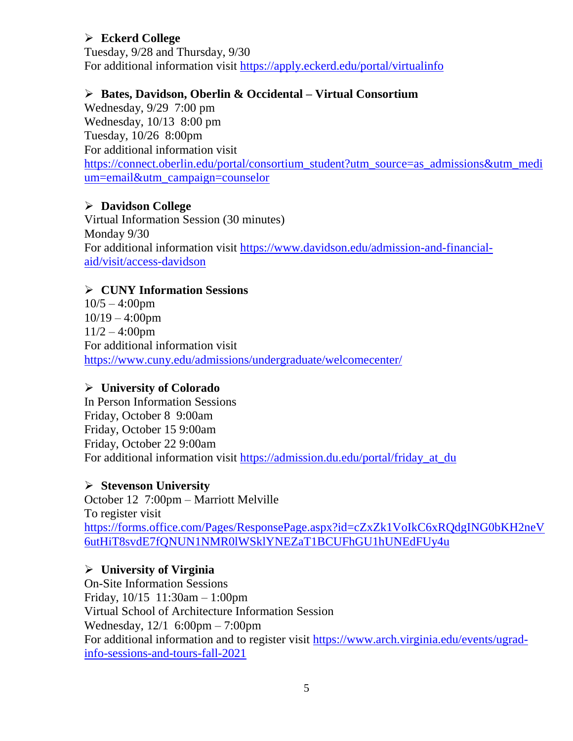- **Eckerd College**

  Tuesday, 9/28 and Thursday, 9/30
  For additional information visit https://apply.eckerd.edu/portal/virtualinfo

- **Bates, Davidson, Oberlin & Occidental – Virtual Consortium**

  Wednesday, 9/29 7:00 pm
  Wednesday, 10/13 8:00 pm
  Tuesday, 10/26 8:00pm
  For additional information visit
  https://connect.oberlin.edu/portal/consortium_student?utm_source=as_admissions&utm_medium=email&utm_campaign=counselor

- **Davidson College**

  Virtual Information Session (30 minutes)
  Monday 9/30
  For additional information visit https://www.davidson.edu/admission-and-financial-aid/visit/access-davidson

- **CUNY Information Sessions**

  10/5 – 4:00pm
  10/19 – 4:00pm
  11/2 – 4:00pm
  For additional information visit
  https://www.cuny.edu/admissions/undergraduate/welcomecenter/

- **University of Colorado**

  In Person Information Sessions
  Friday, October 8 9:00am
  Friday, October 15 9:00am
  Friday, October 22 9:00am
  For additional information visit https://admission.du.edu/portal/friday_at_du

- **Stevenson University**

  October 12 7:00pm – Marriott Melville
  To register visit
  https://forms.office.com/Pages/ResponsePage.aspx?id=cZxZk1VoIkC6xRQdgING0bKH2neV6utHiT8svdE7fQNUN1NMR0lWSklYNEZaT1BCUFhGU1hUNEdFUy4u

- **University of Virginia**

  On-Site Information Sessions
  Friday, 10/15 11:30am – 1:00pm
  Virtual School of Architecture Information Session
  Wednesday, 12/1 6:00pm – 7:00pm
  For additional information and to register visit https://www.arch.virginia.edu/events/ugrad-info-sessions-and-tours-fall-2021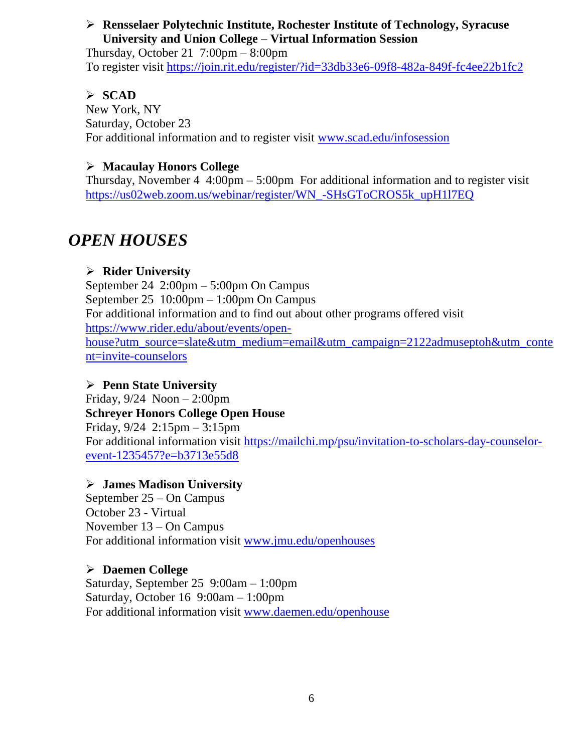- **Rensselaer Polytechnic Institute, Rochester Institute of Technology, Syracuse University and Union College – Virtual Information Session**
  Thursday, October 21  7:00pm – 8:00pm
  To register visit https://join.rit.edu/register/?id=33db33e6-09f8-482a-849f-fc4ee22b1fc2

- **SCAD**
  New York, NY
  Saturday, October 23
  For additional information and to register visit www.scad.edu/infosession

- **Macaulay Honors College**
  Thursday, November 4  4:00pm – 5:00pm  For additional information and to register visit https://us02web.zoom.us/webinar/register/WN_-SHsGToCROS5k_upH1l7EQ

## *OPEN HOUSES*

- **Rider University**
  September 24  2:00pm – 5:00pm On Campus
  September 25  10:00pm – 1:00pm On Campus
  For additional information and to find out about other programs offered visit https://www.rider.edu/about/events/open-house?utm_source=slate&utm_medium=email&utm_campaign=2122admuseptoh&utm_content=invite-counselors

- **Penn State University**
  Friday, 9/24  Noon – 2:00pm
  **Schreyer Honors College Open House**
  Friday, 9/24  2:15pm – 3:15pm
  For additional information visit https://mailchi.mp/psu/invitation-to-scholars-day-counselor-event-1235457?e=b3713e55d8

- **James Madison University**
  September 25 – On Campus
  October 23 - Virtual
  November 13 – On Campus
  For additional information visit www.jmu.edu/openhouses

- **Daemen College**
  Saturday, September 25  9:00am – 1:00pm
  Saturday, October 16  9:00am – 1:00pm
  For additional information visit www.daemen.edu/openhouse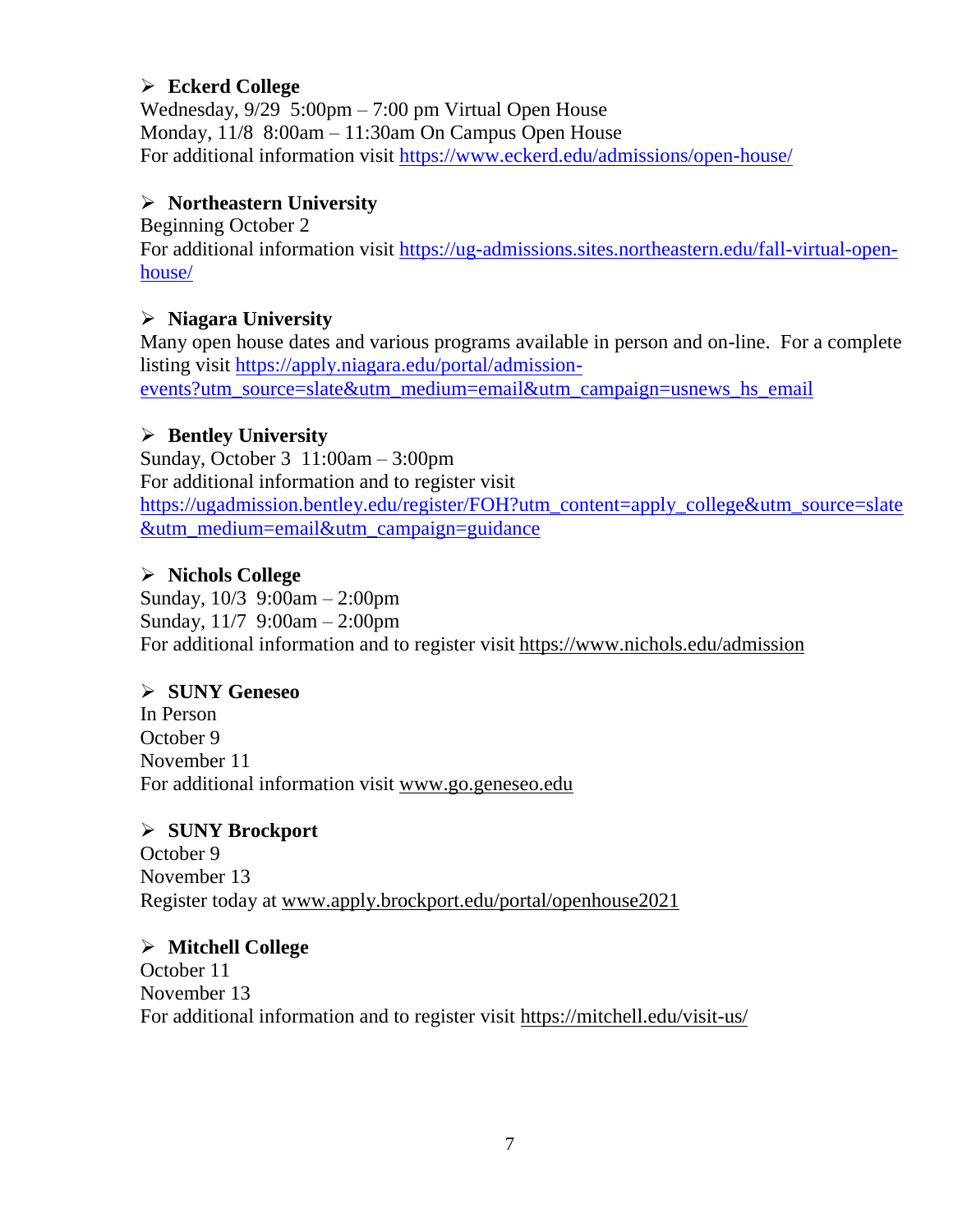- **Eckerd College**

  Wednesday, 9/29  5:00pm – 7:00 pm Virtual Open House
  Monday, 11/8  8:00am – 11:30am On Campus Open House
  For additional information visit https://www.eckerd.edu/admissions/open-house/

- **Northeastern University**

  Beginning October 2
  For additional information visit https://ug-admissions.sites.northeastern.edu/fall-virtual-open-house/

- **Niagara University**

  Many open house dates and various programs available in person and on-line.  For a complete listing visit https://apply.niagara.edu/portal/admission-events?utm_source=slate&utm_medium=email&utm_campaign=usnews_hs_email

- **Bentley University**

  Sunday, October 3  11:00am – 3:00pm
  For additional information and to register visit https://ugadmission.bentley.edu/register/FOH?utm_content=apply_college&utm_source=slate&utm_medium=email&utm_campaign=guidance

- **Nichols College**

  Sunday, 10/3  9:00am – 2:00pm
  Sunday, 11/7  9:00am – 2:00pm
  For additional information and to register visit https://www.nichols.edu/admission

- **SUNY Geneseo**

  In Person
  October 9
  November 11
  For additional information visit www.go.geneseo.edu

- **SUNY Brockport**

  October 9
  November 13
  Register today at www.apply.brockport.edu/portal/openhouse2021

- **Mitchell College**

  October 11
  November 13
  For additional information and to register visit https://mitchell.edu/visit-us/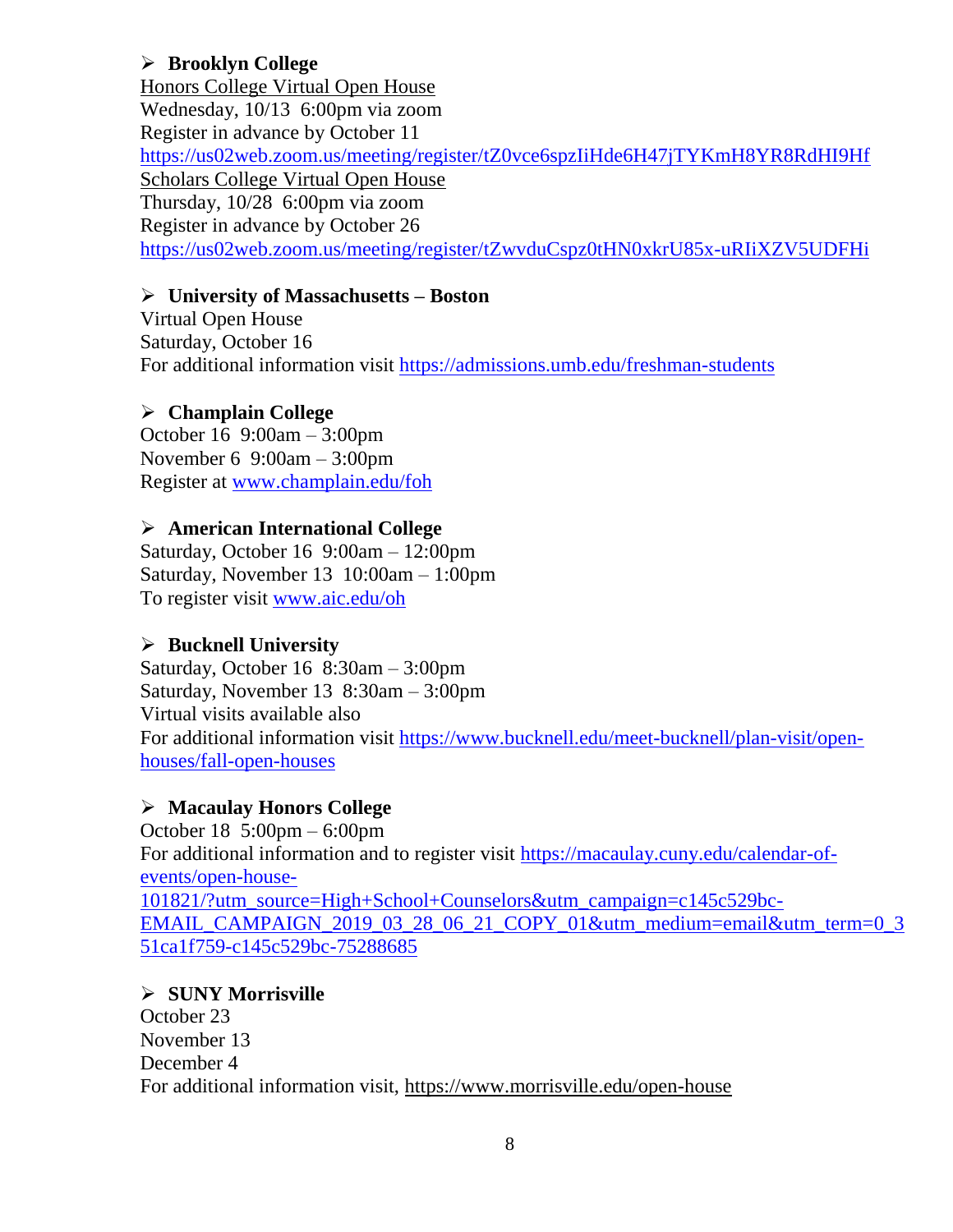- **Brooklyn College**

  Honors College Virtual Open House
  Wednesday, 10/13 6:00pm via zoom
  Register in advance by October 11
  https://us02web.zoom.us/meeting/register/tZ0vce6spzIiHde6H47jTYKmH8YR8RdHI9Hf
  Scholars College Virtual Open House
  Thursday, 10/28 6:00pm via zoom
  Register in advance by October 26
  https://us02web.zoom.us/meeting/register/tZwvduCspz0tHN0xkrU85x-uRIiXZV5UDFHi

- **University of Massachusetts – Boston**

  Virtual Open House
  Saturday, October 16
  For additional information visit https://admissions.umb.edu/freshman-students

- **Champlain College**

  October 16 9:00am – 3:00pm
  November 6 9:00am – 3:00pm
  Register at www.champlain.edu/foh

- **American International College**

  Saturday, October 16 9:00am – 12:00pm
  Saturday, November 13 10:00am – 1:00pm
  To register visit www.aic.edu/oh

- **Bucknell University**

  Saturday, October 16 8:30am – 3:00pm
  Saturday, November 13 8:30am – 3:00pm
  Virtual visits available also
  For additional information visit https://www.bucknell.edu/meet-bucknell/plan-visit/open-houses/fall-open-houses

- **Macaulay Honors College**

  October 18 5:00pm – 6:00pm
  For additional information and to register visit https://macaulay.cuny.edu/calendar-of-events/open-house-101821/?utm_source=High+School+Counselors&utm_campaign=c145c529bc-EMAIL_CAMPAIGN_2019_03_28_06_21_COPY_01&utm_medium=email&utm_term=0_351ca1f759-c145c529bc-75288685

- **SUNY Morrisville**

  October 23
  November 13
  December 4
  For additional information visit, https://www.morrisville.edu/open-house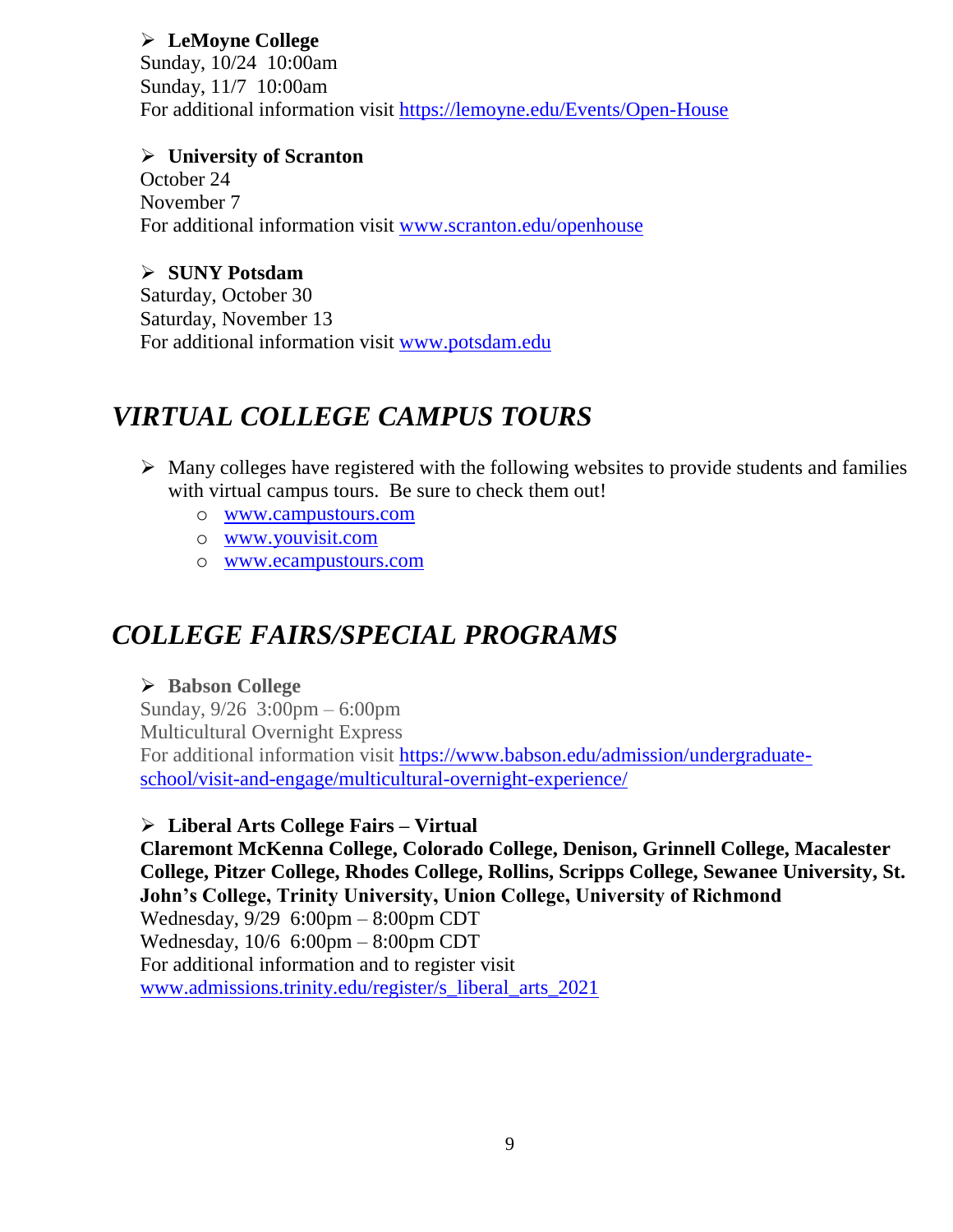- **LeMoyne College**
Sunday, 10/24 10:00am
Sunday, 11/7 10:00am
For additional information visit https://lemoyne.edu/Events/Open-House

- **University of Scranton**
October 24
November 7
For additional information visit www.scranton.edu/openhouse

- **SUNY Potsdam**
Saturday, October 30
Saturday, November 13
For additional information visit www.potsdam.edu

## *VIRTUAL COLLEGE CAMPUS TOURS*

- Many colleges have registered with the following websites to provide students and families with virtual campus tours. Be sure to check them out!
  - www.campustours.com
  - www.youvisit.com
  - www.ecampustours.com

## *COLLEGE FAIRS/SPECIAL PROGRAMS*

- **Babson College**
Sunday, 9/26 3:00pm – 6:00pm
Multicultural Overnight Express
For additional information visit https://www.babson.edu/admission/undergraduate-school/visit-and-engage/multicultural-overnight-experience/

- **Liberal Arts College Fairs – Virtual**
**Claremont McKenna College, Colorado College, Denison, Grinnell College, Macalester College, Pitzer College, Rhodes College, Rollins, Scripps College, Sewanee University, St. John's College, Trinity University, Union College, University of Richmond**
Wednesday, 9/29 6:00pm – 8:00pm CDT
Wednesday, 10/6 6:00pm – 8:00pm CDT
For additional information and to register visit www.admissions.trinity.edu/register/s_liberal_arts_2021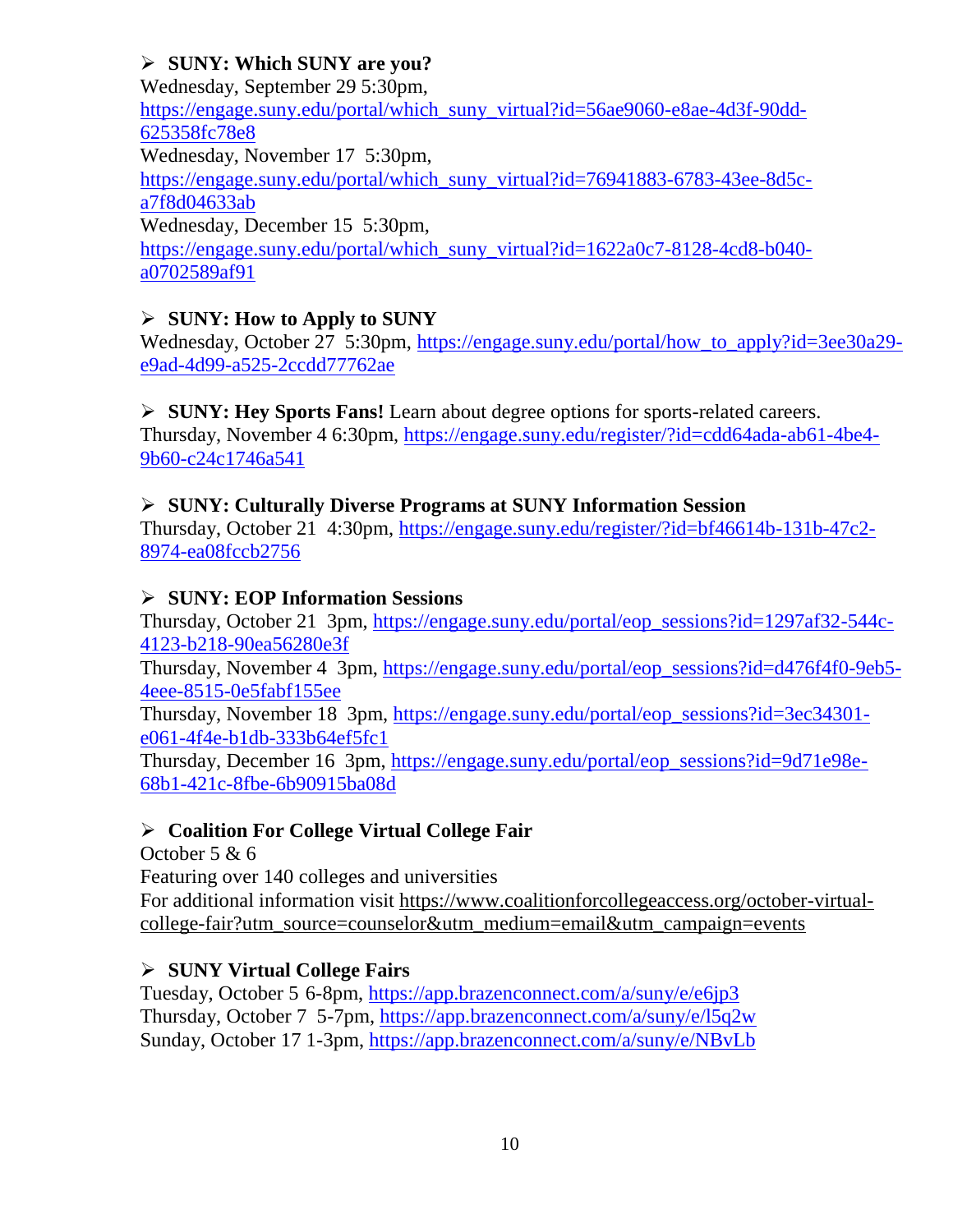- **SUNY: Which SUNY are you?**
  Wednesday, September 29 5:30pm, https://engage.suny.edu/portal/which_suny_virtual?id=56ae9060-e8ae-4d3f-90dd-625358fc78e8
  Wednesday, November 17 5:30pm, https://engage.suny.edu/portal/which_suny_virtual?id=76941883-6783-43ee-8d5c-a7f8d04633ab
  Wednesday, December 15 5:30pm, https://engage.suny.edu/portal/which_suny_virtual?id=1622a0c7-8128-4cd8-b040-a0702589af91

- **SUNY: How to Apply to SUNY**
  Wednesday, October 27 5:30pm, https://engage.suny.edu/portal/how_to_apply?id=3ee30a29-e9ad-4d99-a525-2ccdd77762ae

- **SUNY: Hey Sports Fans!** Learn about degree options for sports-related careers.
  Thursday, November 4 6:30pm, https://engage.suny.edu/register/?id=cdd64ada-ab61-4be4-9b60-c24c1746a541

- **SUNY: Culturally Diverse Programs at SUNY Information Session**
  Thursday, October 21 4:30pm, https://engage.suny.edu/register/?id=bf46614b-131b-47c2-8974-ea08fccb2756

- **SUNY: EOP Information Sessions**
  Thursday, October 21 3pm, https://engage.suny.edu/portal/eop_sessions?id=1297af32-544c-4123-b218-90ea56280e3f
  Thursday, November 4 3pm, https://engage.suny.edu/portal/eop_sessions?id=d476f4f0-9eb5-4eee-8515-0e5fabf155ee
  Thursday, November 18 3pm, https://engage.suny.edu/portal/eop_sessions?id=3ec34301-e061-4f4e-b1db-333b64ef5fc1
  Thursday, December 16 3pm, https://engage.suny.edu/portal/eop_sessions?id=9d71e98e-68b1-421c-8fbe-6b90915ba08d

- **Coalition For College Virtual College Fair**
  October 5 & 6
  Featuring over 140 colleges and universities
  For additional information visit https://www.coalitionforcollegeaccess.org/october-virtual-college-fair?utm_source=counselor&utm_medium=email&utm_campaign=events

- **SUNY Virtual College Fairs**
  Tuesday, October 5 6-8pm, https://app.brazenconnect.com/a/suny/e/e6jp3
  Thursday, October 7 5-7pm, https://app.brazenconnect.com/a/suny/e/l5q2w
  Sunday, October 17 1-3pm, https://app.brazenconnect.com/a/suny/e/NBvLb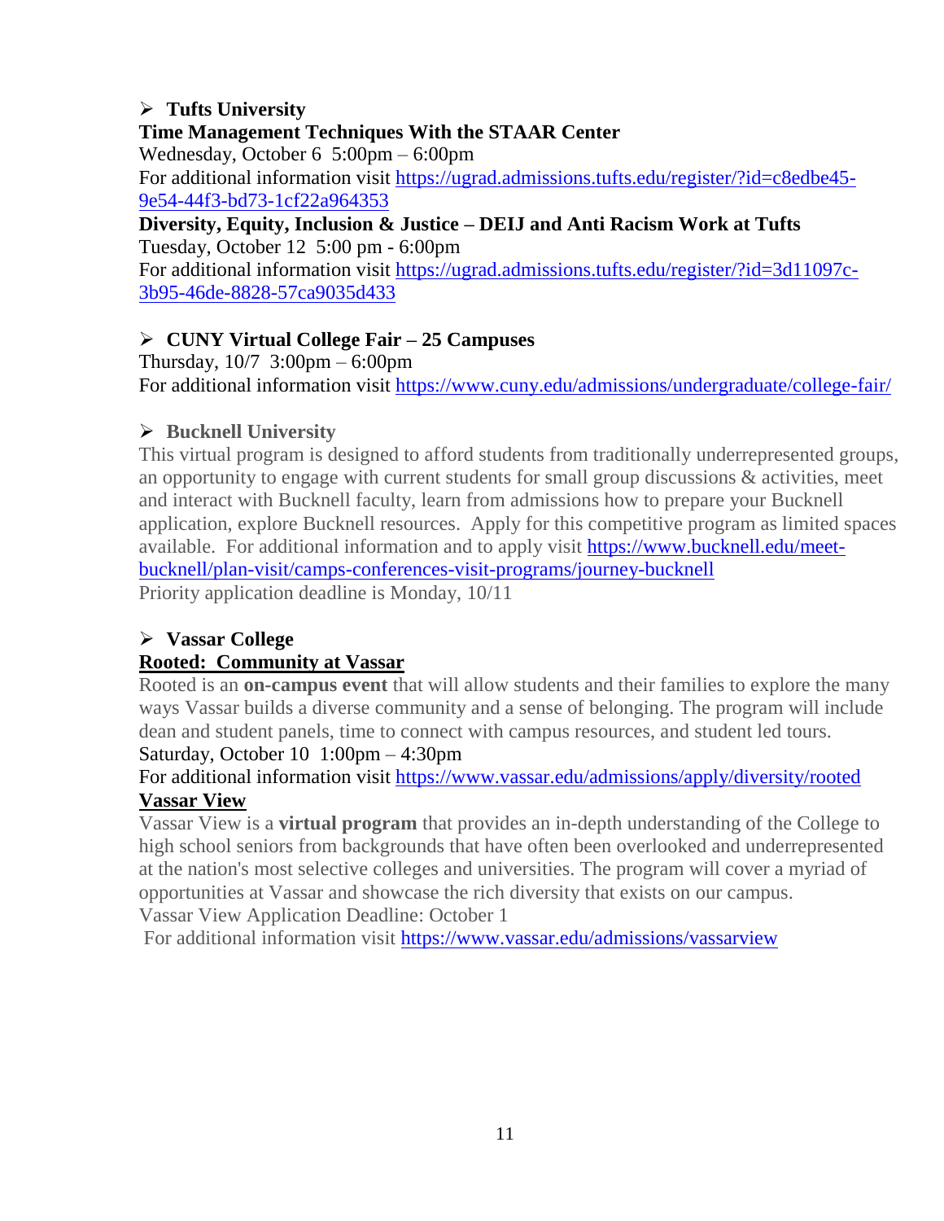- **Tufts University**

**Time Management Techniques With the STAAR Center**
Wednesday, October 6 5:00pm – 6:00pm
For additional information visit https://ugrad.admissions.tufts.edu/register/?id=c8edbe45-9e54-44f3-bd73-1cf22a964353

**Diversity, Equity, Inclusion & Justice – DEIJ and Anti Racism Work at Tufts**
Tuesday, October 12 5:00 pm - 6:00pm
For additional information visit https://ugrad.admissions.tufts.edu/register/?id=3d11097c-3b95-46de-8828-57ca9035d433

- **CUNY Virtual College Fair – 25 Campuses**

Thursday, 10/7 3:00pm – 6:00pm
For additional information visit https://www.cuny.edu/admissions/undergraduate/college-fair/

- **Bucknell University**

This virtual program is designed to afford students from traditionally underrepresented groups, an opportunity to engage with current students for small group discussions & activities, meet and interact with Bucknell faculty, learn from admissions how to prepare your Bucknell application, explore Bucknell resources. Apply for this competitive program as limited spaces available. For additional information and to apply visit https://www.bucknell.edu/meet-bucknell/plan-visit/camps-conferences-visit-programs/journey-bucknell
Priority application deadline is Monday, 10/11

- **Vassar College**

**Rooted: Community at Vassar**
Rooted is an **on-campus event** that will allow students and their families to explore the many ways Vassar builds a diverse community and a sense of belonging. The program will include dean and student panels, time to connect with campus resources, and student led tours.
Saturday, October 10 1:00pm – 4:30pm
For additional information visit https://www.vassar.edu/admissions/apply/diversity/rooted

**Vassar View**
Vassar View is a **virtual program** that provides an in-depth understanding of the College to high school seniors from backgrounds that have often been overlooked and underrepresented at the nation's most selective colleges and universities. The program will cover a myriad of opportunities at Vassar and showcase the rich diversity that exists on our campus.
Vassar View Application Deadline: October 1
For additional information visit https://www.vassar.edu/admissions/vassarview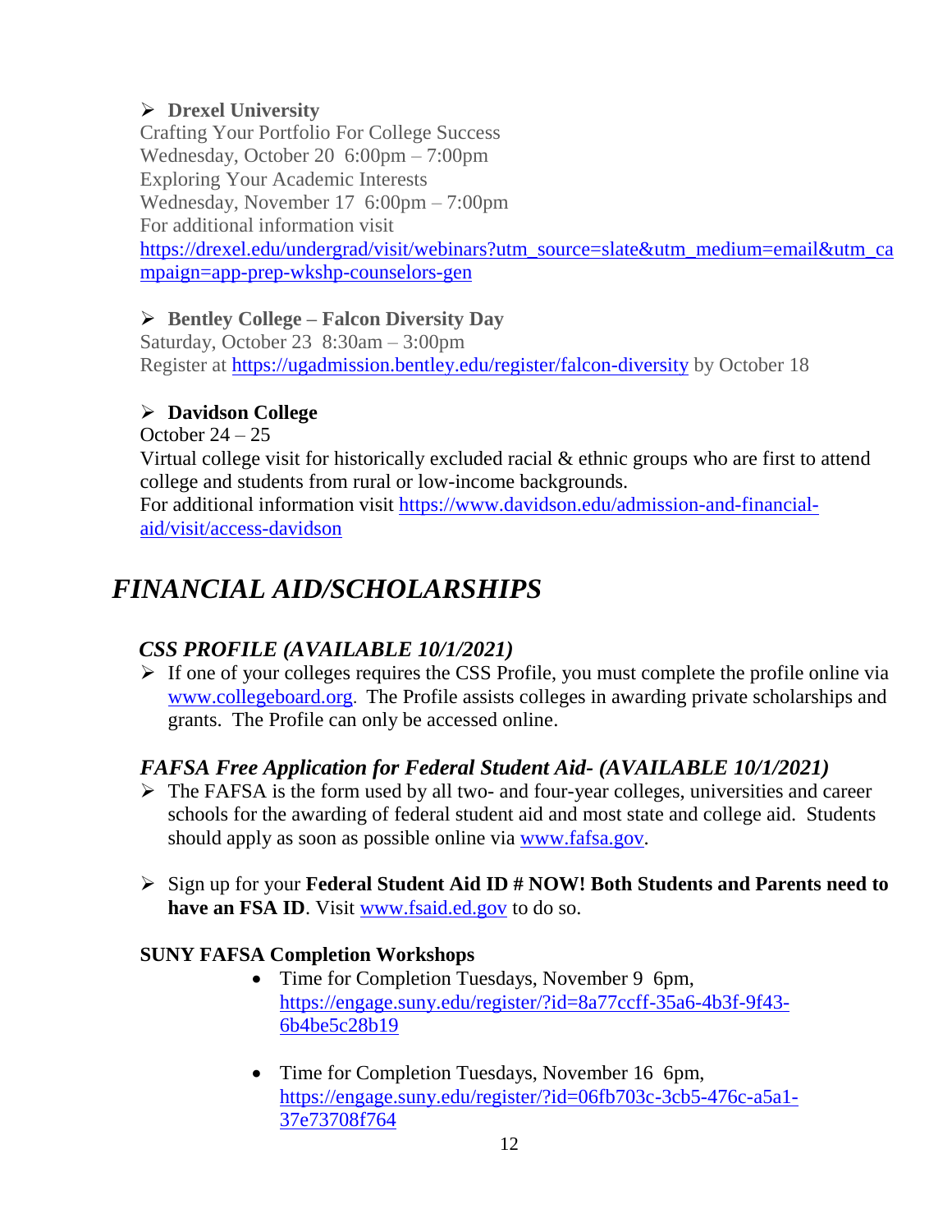- **Drexel University**
  Crafting Your Portfolio For College Success
  Wednesday, October 20 6:00pm – 7:00pm
  Exploring Your Academic Interests
  Wednesday, November 17 6:00pm – 7:00pm
  For additional information visit
  https://drexel.edu/undergrad/visit/webinars?utm_source=slate&utm_medium=email&utm_campaign=app-prep-wkshp-counselors-gen

- **Bentley College – Falcon Diversity Day**
  Saturday, October 23 8:30am – 3:00pm
  Register at https://ugadmission.bentley.edu/register/falcon-diversity by October 18

- **Davidson College**
  October 24 – 25
  Virtual college visit for historically excluded racial & ethnic groups who are first to attend college and students from rural or low-income backgrounds.
  For additional information visit https://www.davidson.edu/admission-and-financial-aid/visit/access-davidson

# *FINANCIAL AID/SCHOLARSHIPS*

## *CSS PROFILE (AVAILABLE 10/1/2021)*

- If one of your colleges requires the CSS Profile, you must complete the profile online via www.collegeboard.org. The Profile assists colleges in awarding private scholarships and grants. The Profile can only be accessed online.

## *FAFSA Free Application for Federal Student Aid- (AVAILABLE 10/1/2021)*

- The FAFSA is the form used by all two- and four-year colleges, universities and career schools for the awarding of federal student aid and most state and college aid. Students should apply as soon as possible online via www.fafsa.gov.

- Sign up for your **Federal Student Aid ID # NOW! Both Students and Parents need to have an FSA ID**. Visit www.fsaid.ed.gov to do so.

**SUNY FAFSA Completion Workshops**

- Time for Completion Tuesdays, November 9 6pm, https://engage.suny.edu/register/?id=8a77ccff-35a6-4b3f-9f43-6b4be5c28b19

- Time for Completion Tuesdays, November 16 6pm, https://engage.suny.edu/register/?id=06fb703c-3cb5-476c-a5a1-37e73708f764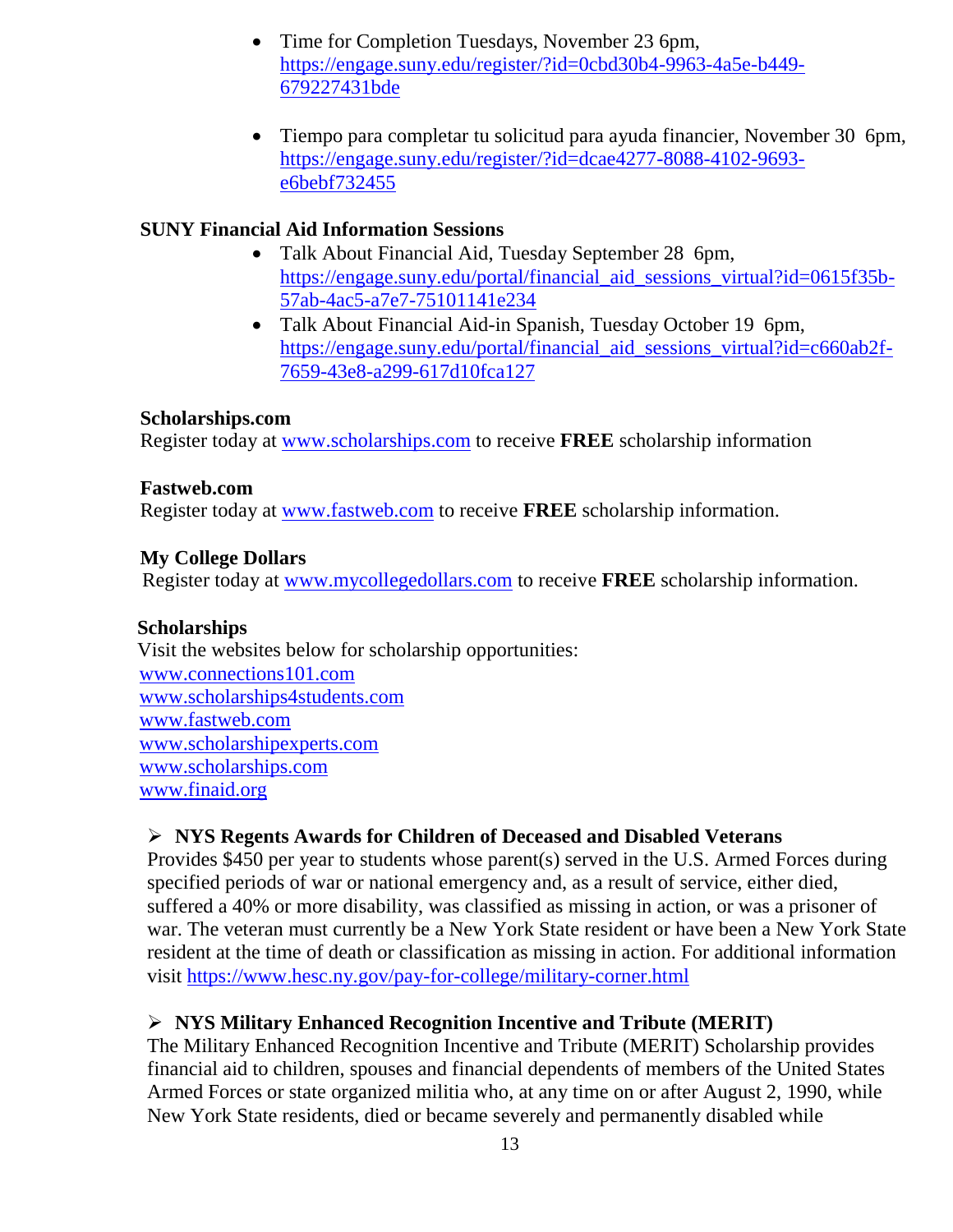- Time for Completion Tuesdays, November 23 6pm, https://engage.suny.edu/register/?id=0cbd30b4-9963-4a5e-b449-679227431bde

- Tiempo para completar tu solicitud para ayuda financier, November 30 6pm, https://engage.suny.edu/register/?id=dcae4277-8088-4102-9693-e6bebf732455

**SUNY Financial Aid Information Sessions**

- Talk About Financial Aid, Tuesday September 28 6pm, https://engage.suny.edu/portal/financial_aid_sessions_virtual?id=0615f35b-57ab-4ac5-a7e7-75101141e234
- Talk About Financial Aid-in Spanish, Tuesday October 19 6pm, https://engage.suny.edu/portal/financial_aid_sessions_virtual?id=c660ab2f-7659-43e8-a299-617d10fca127

**Scholarships.com**
Register today at www.scholarships.com to receive **FREE** scholarship information

**Fastweb.com**
Register today at www.fastweb.com to receive **FREE** scholarship information.

**My College Dollars**
Register today at www.mycollegedollars.com to receive **FREE** scholarship information.

**Scholarships**
Visit the websites below for scholarship opportunities:
www.connections101.com
www.scholarships4students.com
www.fastweb.com
www.scholarshipexperts.com
www.scholarships.com
www.finaid.org

- **NYS Regents Awards for Children of Deceased and Disabled Veterans**
  Provides $450 per year to students whose parent(s) served in the U.S. Armed Forces during specified periods of war or national emergency and, as a result of service, either died, suffered a 40% or more disability, was classified as missing in action, or was a prisoner of war. The veteran must currently be a New York State resident or have been a New York State resident at the time of death or classification as missing in action. For additional information visit https://www.hesc.ny.gov/pay-for-college/military-corner.html

- **NYS Military Enhanced Recognition Incentive and Tribute (MERIT)**
  The Military Enhanced Recognition Incentive and Tribute (MERIT) Scholarship provides financial aid to children, spouses and financial dependents of members of the United States Armed Forces or state organized militia who, at any time on or after August 2, 1990, while New York State residents, died or became severely and permanently disabled while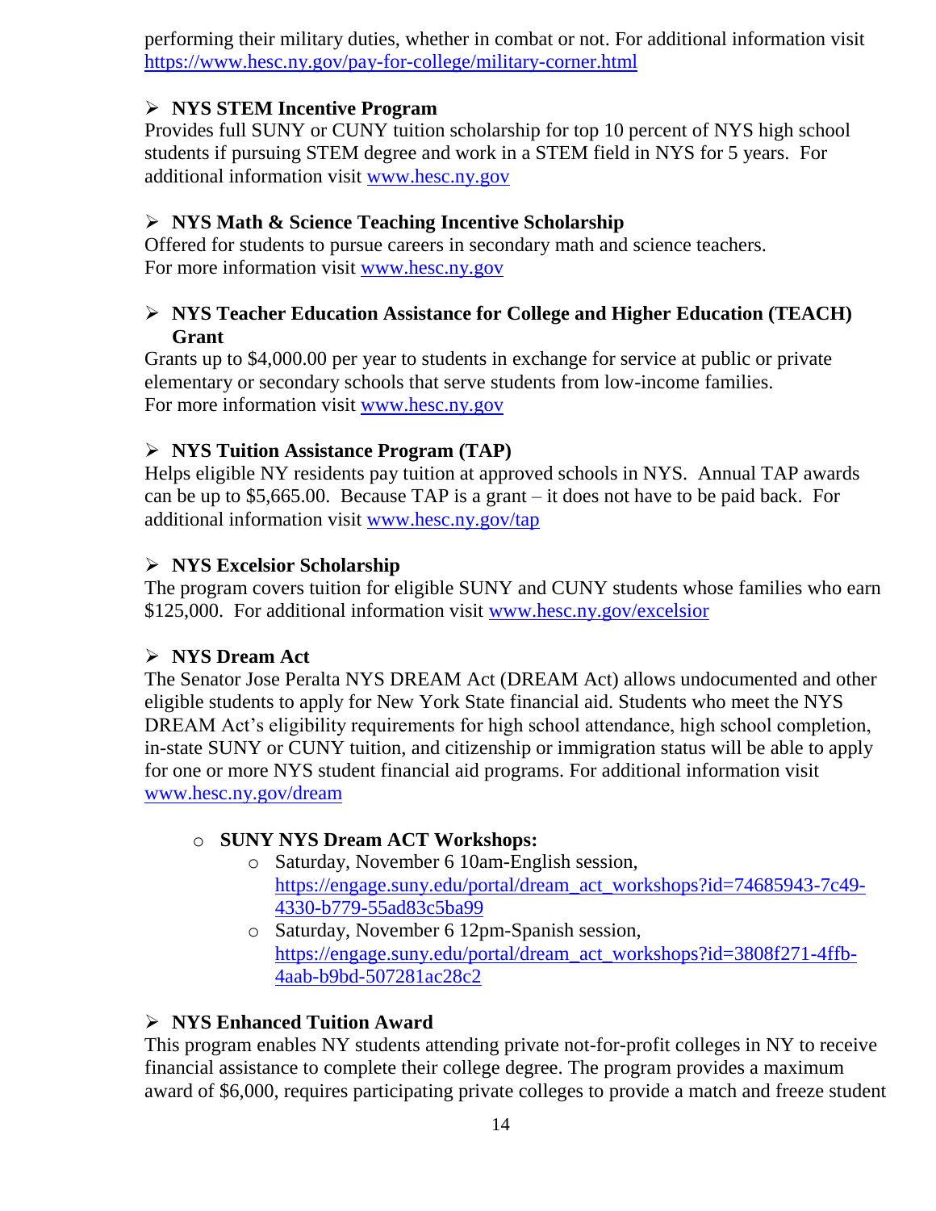performing their military duties, whether in combat or not. For additional information visit [https://www.hesc.ny.gov/pay-for-college/military-corner.html](https://www.hesc.ny.gov/pay-for-college/military-corner.html)

- **NYS STEM Incentive Program**

Provides full SUNY or CUNY tuition scholarship for top 10 percent of NYS high school students if pursuing STEM degree and work in a STEM field in NYS for 5 years. For additional information visit [www.hesc.ny.gov](http://www.hesc.ny.gov)

- **NYS Math & Science Teaching Incentive Scholarship**

Offered for students to pursue careers in secondary math and science teachers. For more information visit [www.hesc.ny.gov](http://www.hesc.ny.gov)

- **NYS Teacher Education Assistance for College and Higher Education (TEACH) Grant**

Grants up to $4,000.00 per year to students in exchange for service at public or private elementary or secondary schools that serve students from low-income families. For more information visit [www.hesc.ny.gov](http://www.hesc.ny.gov)

- **NYS Tuition Assistance Program (TAP)**

Helps eligible NY residents pay tuition at approved schools in NYS. Annual TAP awards can be up to $5,665.00. Because TAP is a grant – it does not have to be paid back. For additional information visit [www.hesc.ny.gov/tap](http://www.hesc.ny.gov/tap)

- **NYS Excelsior Scholarship**

The program covers tuition for eligible SUNY and CUNY students whose families who earn $125,000. For additional information visit [www.hesc.ny.gov/excelsior](http://www.hesc.ny.gov/excelsior)

- **NYS Dream Act**

The Senator Jose Peralta NYS DREAM Act (DREAM Act) allows undocumented and other eligible students to apply for New York State financial aid. Students who meet the NYS DREAM Act's eligibility requirements for high school attendance, high school completion, in-state SUNY or CUNY tuition, and citizenship or immigration status will be able to apply for one or more NYS student financial aid programs. For additional information visit [www.hesc.ny.gov/dream](http://www.hesc.ny.gov/dream)

  - **SUNY NYS Dream ACT Workshops:**
    - Saturday, November 6 10am-English session, [https://engage.suny.edu/portal/dream_act_workshops?id=74685943-7c49-4330-b779-55ad83c5ba99](https://engage.suny.edu/portal/dream_act_workshops?id=74685943-7c49-4330-b779-55ad83c5ba99)
    - Saturday, November 6 12pm-Spanish session, [https://engage.suny.edu/portal/dream_act_workshops?id=3808f271-4ffb-4aab-b9bd-507281ac28c2](https://engage.suny.edu/portal/dream_act_workshops?id=3808f271-4ffb-4aab-b9bd-507281ac28c2)

- **NYS Enhanced Tuition Award**

This program enables NY students attending private not-for-profit colleges in NY to receive financial assistance to complete their college degree. The program provides a maximum award of $6,000, requires participating private colleges to provide a match and freeze student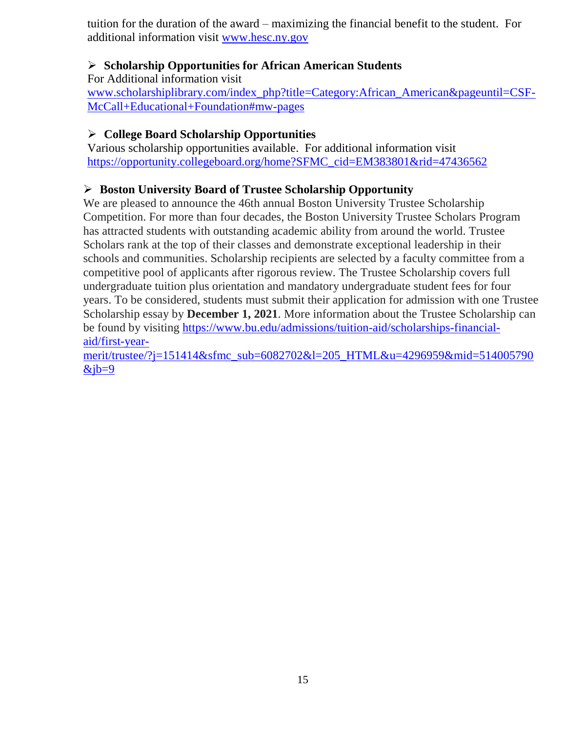tuition for the duration of the award – maximizing the financial benefit to the student. For additional information visit [www.hesc.ny.gov](www.hesc.ny.gov)

- **Scholarship Opportunities for African American Students**

  For Additional information visit [www.scholarshiplibrary.com/index_php?title=Category:African_American&pageuntil=CSF-McCall+Educational+Foundation#mw-pages](www.scholarshiplibrary.com/index_php?title=Category:African_American&pageuntil=CSF-McCall+Educational+Foundation#mw-pages)

- **College Board Scholarship Opportunities**

  Various scholarship opportunities available. For additional information visit [https://opportunity.collegeboard.org/home?SFMC_cid=EM383801&rid=47436562](https://opportunity.collegeboard.org/home?SFMC_cid=EM383801&rid=47436562)

- **Boston University Board of Trustee Scholarship Opportunity**

  We are pleased to announce the 46th annual Boston University Trustee Scholarship Competition. For more than four decades, the Boston University Trustee Scholars Program has attracted students with outstanding academic ability from around the world. Trustee Scholars rank at the top of their classes and demonstrate exceptional leadership in their schools and communities. Scholarship recipients are selected by a faculty committee from a competitive pool of applicants after rigorous review. The Trustee Scholarship covers full undergraduate tuition plus orientation and mandatory undergraduate student fees for four years. To be considered, students must submit their application for admission with one Trustee Scholarship essay by **December 1, 2021**. More information about the Trustee Scholarship can be found by visiting [https://www.bu.edu/admissions/tuition-aid/scholarships-financial-aid/first-year-merit/trustee/?j=151414&sfmc_sub=6082702&l=205_HTML&u=4296959&mid=514005790&jb=9](https://www.bu.edu/admissions/tuition-aid/scholarships-financial-aid/first-year-merit/trustee/?j=151414&sfmc_sub=6082702&l=205_HTML&u=4296959&mid=514005790&jb=9)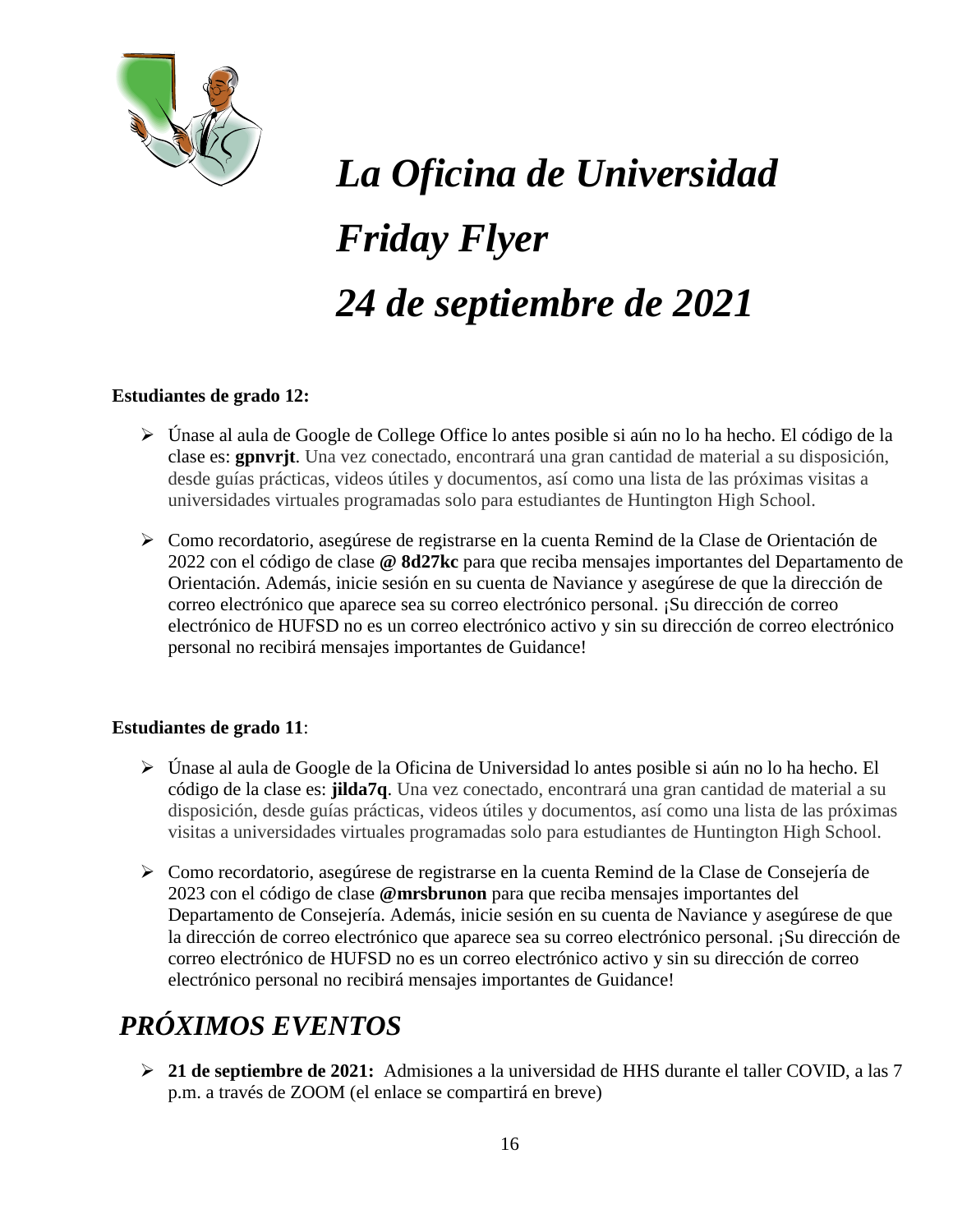# *La Oficina de Universidad*
# *Friday Flyer*
# *24 de septiembre de 2021*

**Estudiantes de grado 12:**

- Únase al aula de Google de College Office lo antes posible si aún no lo ha hecho. El código de la clase es: **gpnvrjt**. Una vez conectado, encontrará una gran cantidad de material a su disposición, desde guías prácticas, videos útiles y documentos, así como una lista de las próximas visitas a universidades virtuales programadas solo para estudiantes de Huntington High School.

- Como recordatorio, asegúrese de registrarse en la cuenta Remind de la Clase de Orientación de 2022 con el código de clase **@ 8d27kc** para que reciba mensajes importantes del Departamento de Orientación. Además, inicie sesión en su cuenta de Naviance y asegúrese de que la dirección de correo electrónico que aparece sea su correo electrónico personal. ¡Su dirección de correo electrónico de HUFSD no es un correo electrónico activo y sin su dirección de correo electrónico personal no recibirá mensajes importantes de Guidance!

**Estudiantes de grado 11**:

- Únase al aula de Google de la Oficina de Universidad lo antes posible si aún no lo ha hecho. El código de la clase es: **jilda7q**. Una vez conectado, encontrará una gran cantidad de material a su disposición, desde guías prácticas, videos útiles y documentos, así como una lista de las próximas visitas a universidades virtuales programadas solo para estudiantes de Huntington High School.

- Como recordatorio, asegúrese de registrarse en la cuenta Remind de la Clase de Consejería de 2023 con el código de clase **@mrsbrunon** para que reciba mensajes importantes del Departamento de Consejería. Además, inicie sesión en su cuenta de Naviance y asegúrese de que la dirección de correo electrónico que aparece sea su correo electrónico personal. ¡Su dirección de correo electrónico de HUFSD no es un correo electrónico activo y sin su dirección de correo electrónico personal no recibirá mensajes importantes de Guidance!

## *PRÓXIMOS EVENTOS*

- **21 de septiembre de 2021:** Admisiones a la universidad de HHS durante el taller COVID, a las 7 p.m. a través de ZOOM (el enlace se compartirá en breve)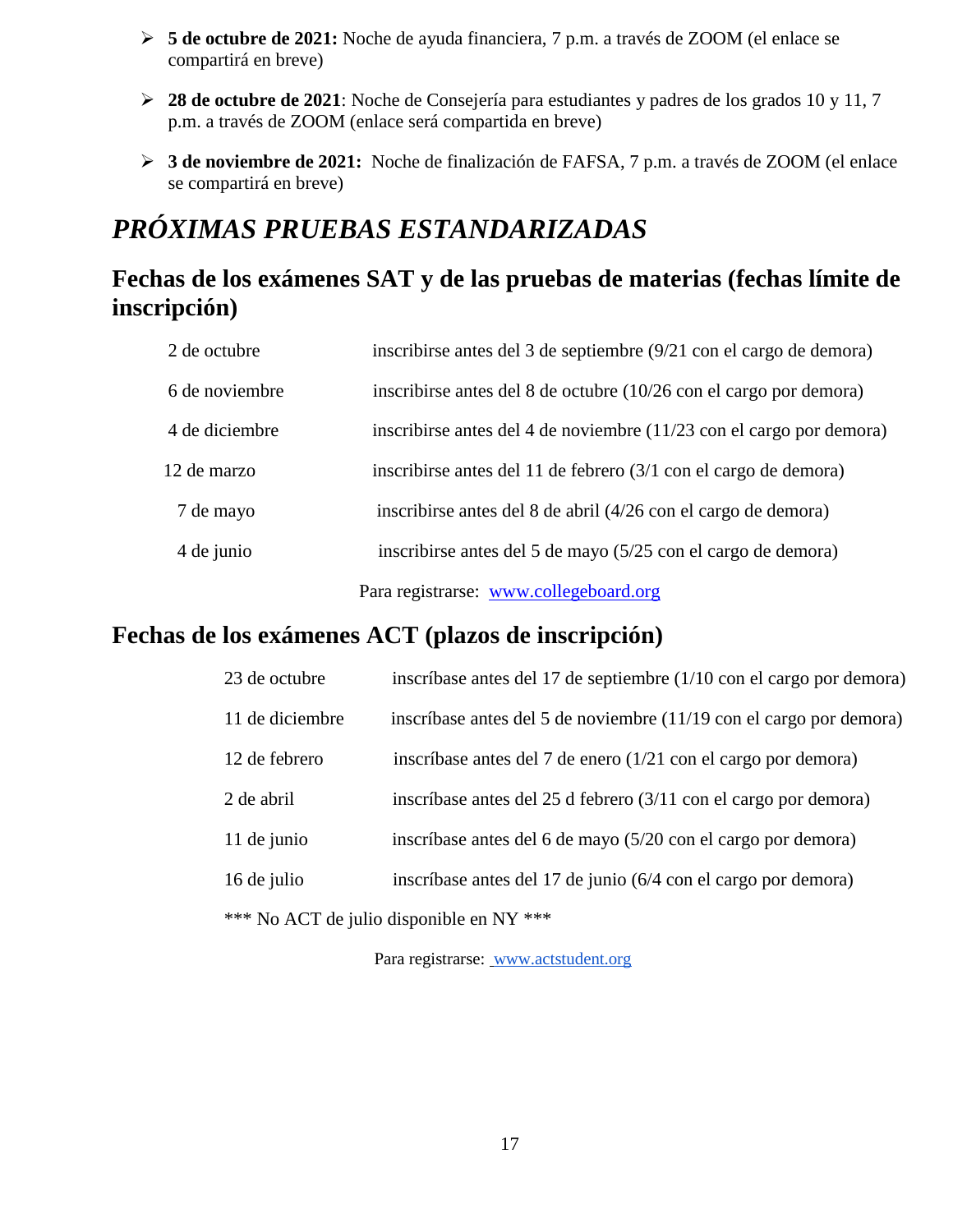- **5 de octubre de 2021:** Noche de ayuda financiera, 7 p.m. a través de ZOOM (el enlace se compartirá en breve)
- **28 de octubre de 2021**: Noche de Consejería para estudiantes y padres de los grados 10 y 11, 7 p.m. a través de ZOOM (enlace será compartida en breve)
- **3 de noviembre de 2021:** Noche de finalización de FAFSA, 7 p.m. a través de ZOOM (el enlace se compartirá en breve)

# *PRÓXIMAS PRUEBAS ESTANDARIZADAS*

## Fechas de los exámenes SAT y de las pruebas de materias (fechas límite de inscripción)

| | |
|---|---|
| 2 de octubre | inscribirse antes del 3 de septiembre (9/21 con el cargo de demora) |
| 6 de noviembre | inscribirse antes del 8 de octubre (10/26 con el cargo por demora) |
| 4 de diciembre | inscribirse antes del 4 de noviembre (11/23 con el cargo por demora) |
| 12 de marzo | inscribirse antes del 11 de febrero (3/1 con el cargo de demora) |
| 7 de mayo | inscribirse antes del 8 de abril (4/26 con el cargo de demora) |
| 4 de junio | inscribirse antes del 5 de mayo (5/25 con el cargo de demora) |

Para registrarse: [www.collegeboard.org](http://www.collegeboard.org)

## Fechas de los exámenes ACT (plazos de inscripción)

| | |
|---|---|
| 23 de octubre | inscríbase antes del 17 de septiembre (1/10 con el cargo por demora) |
| 11 de diciembre | inscríbase antes del 5 de noviembre (11/19 con el cargo por demora) |
| 12 de febrero | inscríbase antes del 7 de enero (1/21 con el cargo por demora) |
| 2 de abril | inscríbase antes del 25 d febrero (3/11 con el cargo por demora) |
| 11 de junio | inscríbase antes del 6 de mayo (5/20 con el cargo por demora) |
| 16 de julio | inscríbase antes del 17 de junio (6/4 con el cargo por demora) |

*** No ACT de julio disponible en NY ***

Para registrarse: [www.actstudent.org](http://www.actstudent.org)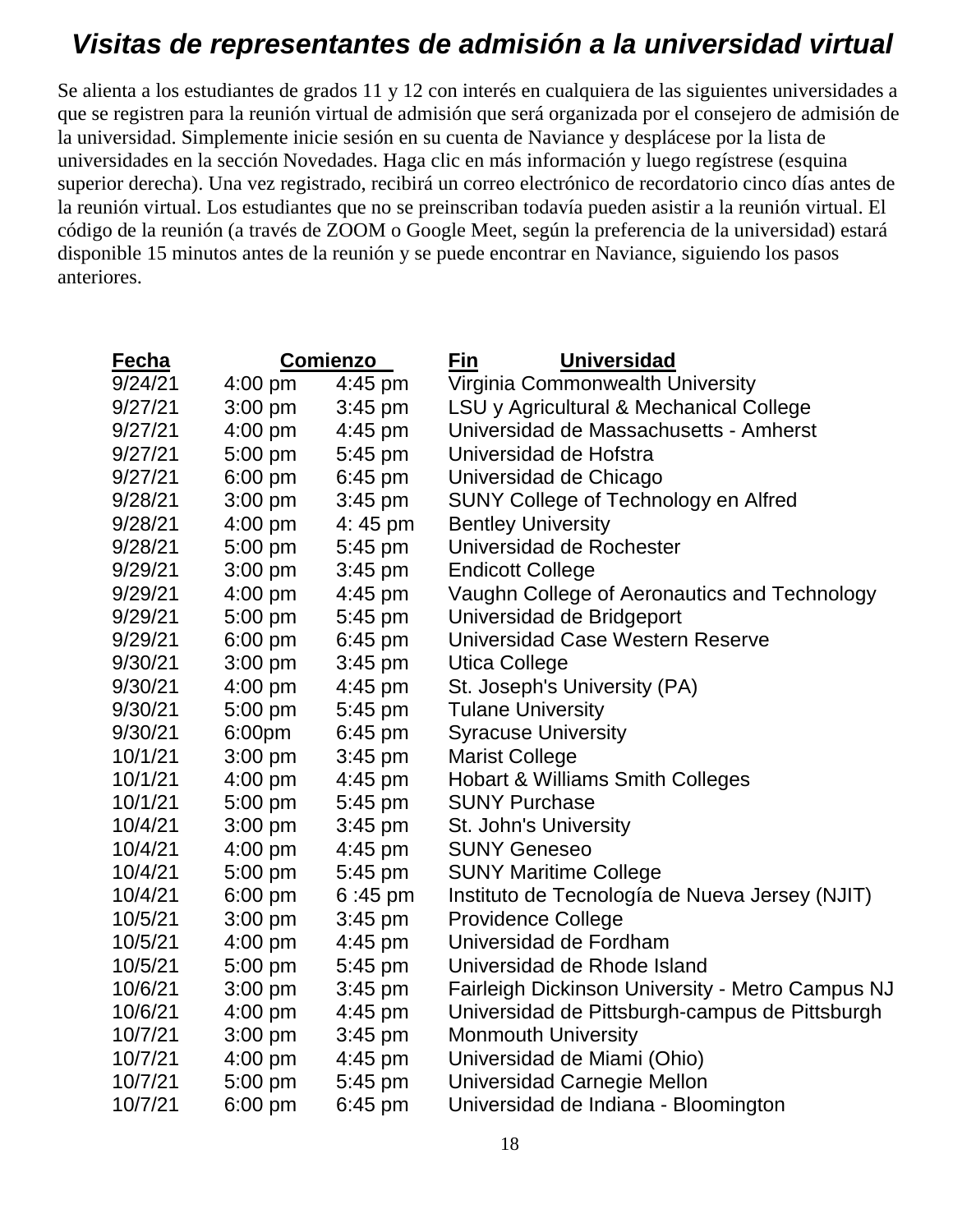# *Visitas de representantes de admisión a la universidad virtual*

Se alienta a los estudiantes de grados 11 y 12 con interés en cualquiera de las siguientes universidades a que se registren para la reunión virtual de admisión que será organizada por el consejero de admisión de la universidad. Simplemente inicie sesión en su cuenta de Naviance y desplácese por la lista de universidades en la sección Novedades. Haga clic en más información y luego regístrese (esquina superior derecha). Una vez registrado, recibirá un correo electrónico de recordatorio cinco días antes de la reunión virtual. Los estudiantes que no se preinscriban todavía pueden asistir a la reunión virtual. El código de la reunión (a través de ZOOM o Google Meet, según la preferencia de la universidad) estará disponible 15 minutos antes de la reunión y se puede encontrar en Naviance, siguiendo los pasos anteriores.

| Fecha | Comienzo | Fin | Universidad |
|---|---|---|---|
| 9/24/21 | 4:00 pm | 4:45 pm | Virginia Commonwealth University |
| 9/27/21 | 3:00 pm | 3:45 pm | LSU y Agricultural & Mechanical College |
| 9/27/21 | 4:00 pm | 4:45 pm | Universidad de Massachusetts - Amherst |
| 9/27/21 | 5:00 pm | 5:45 pm | Universidad de Hofstra |
| 9/27/21 | 6:00 pm | 6:45 pm | Universidad de Chicago |
| 9/28/21 | 3:00 pm | 3:45 pm | SUNY College of Technology en Alfred |
| 9/28/21 | 4:00 pm | 4: 45 pm | Bentley University |
| 9/28/21 | 5:00 pm | 5:45 pm | Universidad de Rochester |
| 9/29/21 | 3:00 pm | 3:45 pm | Endicott College |
| 9/29/21 | 4:00 pm | 4:45 pm | Vaughn College of Aeronautics and Technology |
| 9/29/21 | 5:00 pm | 5:45 pm | Universidad de Bridgeport |
| 9/29/21 | 6:00 pm | 6:45 pm | Universidad Case Western Reserve |
| 9/30/21 | 3:00 pm | 3:45 pm | Utica College |
| 9/30/21 | 4:00 pm | 4:45 pm | St. Joseph's University (PA) |
| 9/30/21 | 5:00 pm | 5:45 pm | Tulane University |
| 9/30/21 | 6:00pm | 6:45 pm | Syracuse University |
| 10/1/21 | 3:00 pm | 3:45 pm | Marist College |
| 10/1/21 | 4:00 pm | 4:45 pm | Hobart & Williams Smith Colleges |
| 10/1/21 | 5:00 pm | 5:45 pm | SUNY Purchase |
| 10/4/21 | 3:00 pm | 3:45 pm | St. John's University |
| 10/4/21 | 4:00 pm | 4:45 pm | SUNY Geneseo |
| 10/4/21 | 5:00 pm | 5:45 pm | SUNY Maritime College |
| 10/4/21 | 6:00 pm | 6 :45 pm | Instituto de Tecnología de Nueva Jersey (NJIT) |
| 10/5/21 | 3:00 pm | 3:45 pm | Providence College |
| 10/5/21 | 4:00 pm | 4:45 pm | Universidad de Fordham |
| 10/5/21 | 5:00 pm | 5:45 pm | Universidad de Rhode Island |
| 10/6/21 | 3:00 pm | 3:45 pm | Fairleigh Dickinson University - Metro Campus NJ |
| 10/6/21 | 4:00 pm | 4:45 pm | Universidad de Pittsburgh-campus de Pittsburgh |
| 10/7/21 | 3:00 pm | 3:45 pm | Monmouth University |
| 10/7/21 | 4:00 pm | 4:45 pm | Universidad de Miami (Ohio) |
| 10/7/21 | 5:00 pm | 5:45 pm | Universidad Carnegie Mellon |
| 10/7/21 | 6:00 pm | 6:45 pm | Universidad de Indiana - Bloomington |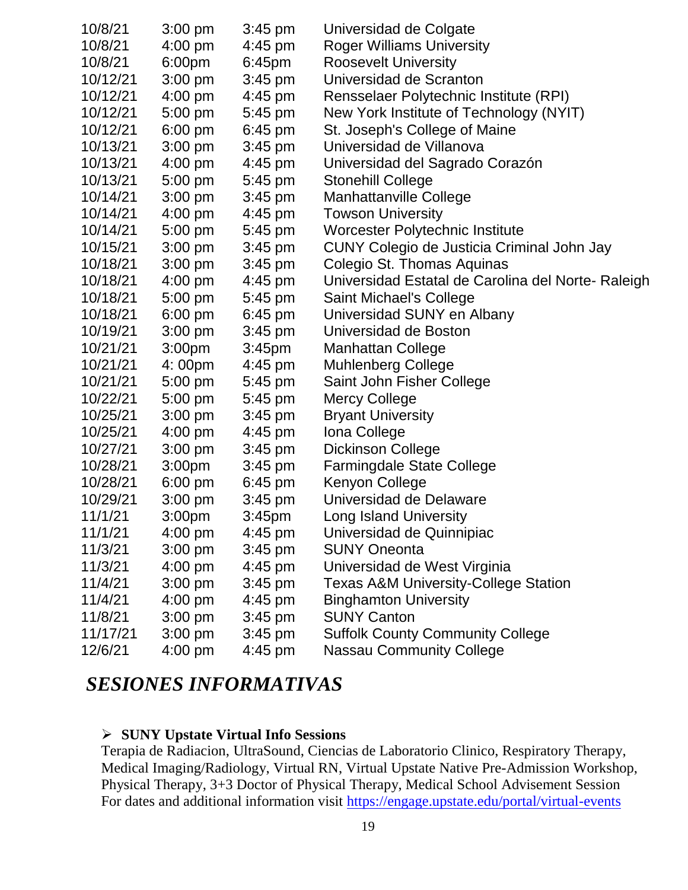| | | | |
|---|---|---|---|
| 10/8/21 | 3:00 pm | 3:45 pm | Universidad de Colgate |
| 10/8/21 | 4:00 pm | 4:45 pm | Roger Williams University |
| 10/8/21 | 6:00pm | 6:45pm | Roosevelt University |
| 10/12/21 | 3:00 pm | 3:45 pm | Universidad de Scranton |
| 10/12/21 | 4:00 pm | 4:45 pm | Rensselaer Polytechnic Institute (RPI) |
| 10/12/21 | 5:00 pm | 5:45 pm | New York Institute of Technology (NYIT) |
| 10/12/21 | 6:00 pm | 6:45 pm | St. Joseph's College of Maine |
| 10/13/21 | 3:00 pm | 3:45 pm | Universidad de Villanova |
| 10/13/21 | 4:00 pm | 4:45 pm | Universidad del Sagrado Corazón |
| 10/13/21 | 5:00 pm | 5:45 pm | Stonehill College |
| 10/14/21 | 3:00 pm | 3:45 pm | Manhattanville College |
| 10/14/21 | 4:00 pm | 4:45 pm | Towson University |
| 10/14/21 | 5:00 pm | 5:45 pm | Worcester Polytechnic Institute |
| 10/15/21 | 3:00 pm | 3:45 pm | CUNY Colegio de Justicia Criminal John Jay |
| 10/18/21 | 3:00 pm | 3:45 pm | Colegio St. Thomas Aquinas |
| 10/18/21 | 4:00 pm | 4:45 pm | Universidad Estatal de Carolina del Norte- Raleigh |
| 10/18/21 | 5:00 pm | 5:45 pm | Saint Michael's College |
| 10/18/21 | 6:00 pm | 6:45 pm | Universidad SUNY en Albany |
| 10/19/21 | 3:00 pm | 3:45 pm | Universidad de Boston |
| 10/21/21 | 3:00pm | 3:45pm | Manhattan College |
| 10/21/21 | 4: 00pm | 4:45 pm | Muhlenberg College |
| 10/21/21 | 5:00 pm | 5:45 pm | Saint John Fisher College |
| 10/22/21 | 5:00 pm | 5:45 pm | Mercy College |
| 10/25/21 | 3:00 pm | 3:45 pm | Bryant University |
| 10/25/21 | 4:00 pm | 4:45 pm | Iona College |
| 10/27/21 | 3:00 pm | 3:45 pm | Dickinson College |
| 10/28/21 | 3:00pm | 3:45 pm | Farmingdale State College |
| 10/28/21 | 6:00 pm | 6:45 pm | Kenyon College |
| 10/29/21 | 3:00 pm | 3:45 pm | Universidad de Delaware |
| 11/1/21 | 3:00pm | 3:45pm | Long Island University |
| 11/1/21 | 4:00 pm | 4:45 pm | Universidad de Quinnipiac |
| 11/3/21 | 3:00 pm | 3:45 pm | SUNY Oneonta |
| 11/3/21 | 4:00 pm | 4:45 pm | Universidad de West Virginia |
| 11/4/21 | 3:00 pm | 3:45 pm | Texas A&M University-College Station |
| 11/4/21 | 4:00 pm | 4:45 pm | Binghamton University |
| 11/8/21 | 3:00 pm | 3:45 pm | SUNY Canton |
| 11/17/21 | 3:00 pm | 3:45 pm | Suffolk County Community College |
| 12/6/21 | 4:00 pm | 4:45 pm | Nassau Community College |

## *SESIONES INFORMATIVAS*

- **SUNY Upstate Virtual Info Sessions**
  Terapia de Radiacion, UltraSound, Ciencias de Laboratorio Clinico, Respiratory Therapy, Medical Imaging/Radiology, Virtual RN, Virtual Upstate Native Pre-Admission Workshop, Physical Therapy, 3+3 Doctor of Physical Therapy, Medical School Advisement Session
  For dates and additional information visit https://engage.upstate.edu/portal/virtual-events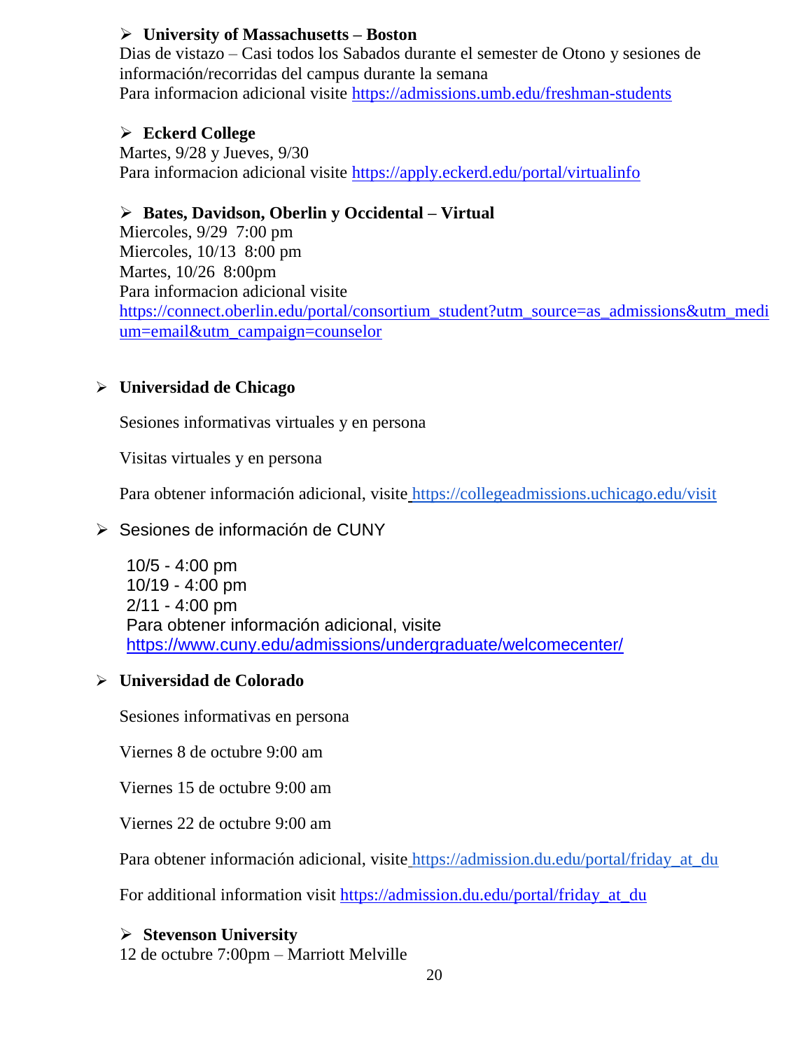- **University of Massachusetts – Boston**

Dias de vistazo – Casi todos los Sabados durante el semester de Otono y sesiones de información/recorridas del campus durante la semana
Para informacion adicional visite https://admissions.umb.edu/freshman-students

- **Eckerd College**

Martes, 9/28 y Jueves, 9/30
Para informacion adicional visite https://apply.eckerd.edu/portal/virtualinfo

- **Bates, Davidson, Oberlin y Occidental – Virtual**

Miercoles, 9/29 7:00 pm
Miercoles, 10/13 8:00 pm
Martes, 10/26 8:00pm
Para informacion adicional visite
https://connect.oberlin.edu/portal/consortium_student?utm_source=as_admissions&utm_medium=email&utm_campaign=counselor

- **Universidad de Chicago**

Sesiones informativas virtuales y en persona

Visitas virtuales y en persona

Para obtener información adicional, visite https://collegeadmissions.uchicago.edu/visit

- Sesiones de información de CUNY

10/5 - 4:00 pm
10/19 - 4:00 pm
2/11 - 4:00 pm
Para obtener información adicional, visite
https://www.cuny.edu/admissions/undergraduate/welcomecenter/

- **Universidad de Colorado**

Sesiones informativas en persona

Viernes 8 de octubre 9:00 am

Viernes 15 de octubre 9:00 am

Viernes 22 de octubre 9:00 am

Para obtener información adicional, visite https://admission.du.edu/portal/friday_at_du

For additional information visit https://admission.du.edu/portal/friday_at_du

- **Stevenson University**

12 de octubre 7:00pm – Marriott Melville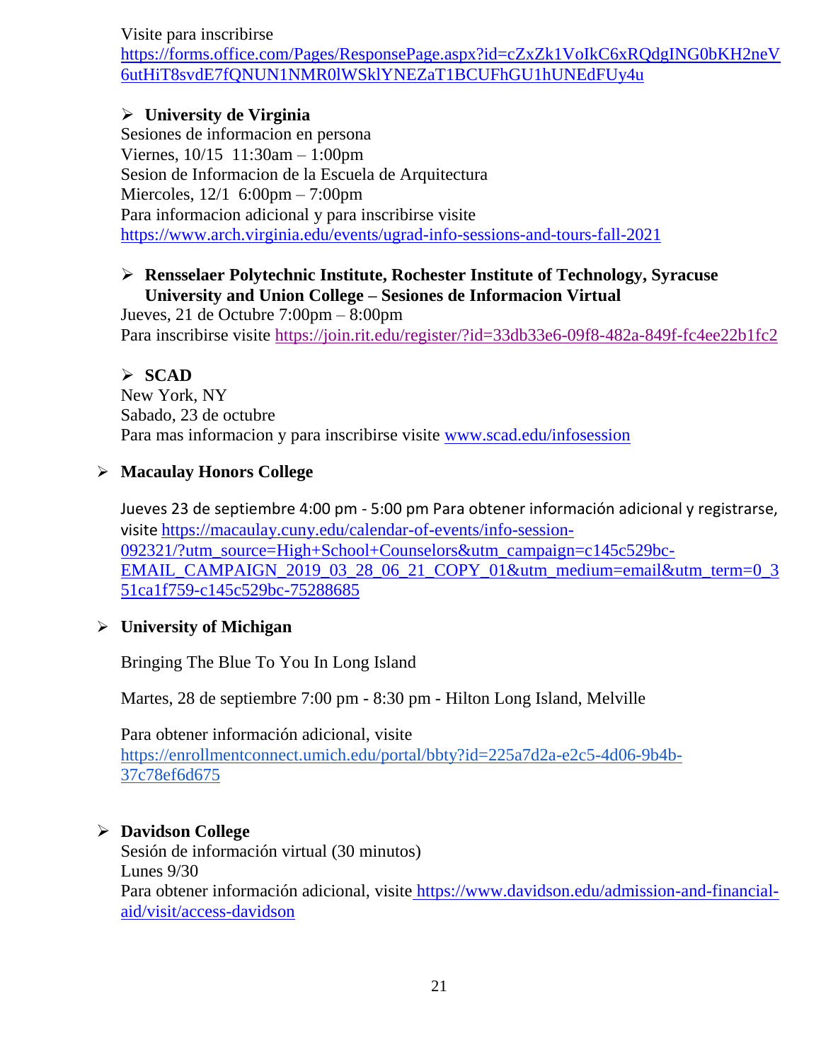Visite para inscribirse
https://forms.office.com/Pages/ResponsePage.aspx?id=cZxZk1VoIkC6xRQdgING0bKH2neV6utHiT8svdE7fQNUN1NMR0lWSklYNEZaT1BCUFhGU1hUNEdFUy4u

- **University de Virginia**
  Sesiones de informacion en persona
  Viernes, 10/15  11:30am – 1:00pm
  Sesion de Informacion de la Escuela de Arquitectura
  Miercoles, 12/1  6:00pm – 7:00pm
  Para informacion adicional y para inscribirse visite
  https://www.arch.virginia.edu/events/ugrad-info-sessions-and-tours-fall-2021

- **Rensselaer Polytechnic Institute, Rochester Institute of Technology, Syracuse University and Union College – Sesiones de Informacion Virtual**
  Jueves, 21 de Octubre 7:00pm – 8:00pm
  Para inscribirse visite https://join.rit.edu/register/?id=33db33e6-09f8-482a-849f-fc4ee22b1fc2

- **SCAD**
  New York, NY
  Sabado, 23 de octubre
  Para mas informacion y para inscribirse visite www.scad.edu/infosession

- **Macaulay Honors College**

  Jueves 23 de septiembre 4:00 pm - 5:00 pm Para obtener información adicional y registrarse, visite https://macaulay.cuny.edu/calendar-of-events/info-session-092321/?utm_source=High+School+Counselors&utm_campaign=c145c529bc-EMAIL_CAMPAIGN_2019_03_28_06_21_COPY_01&utm_medium=email&utm_term=0_351ca1f759-c145c529bc-75288685

- **University of Michigan**

  Bringing The Blue To You In Long Island

  Martes, 28 de septiembre 7:00 pm - 8:30 pm - Hilton Long Island, Melville

  Para obtener información adicional, visite
  https://enrollmentconnect.umich.edu/portal/bbty?id=225a7d2a-e2c5-4d06-9b4b-37c78ef6d675

- **Davidson College**
  Sesión de información virtual (30 minutos)
  Lunes 9/30
  Para obtener información adicional, visite https://www.davidson.edu/admission-and-financial-aid/visit/access-davidson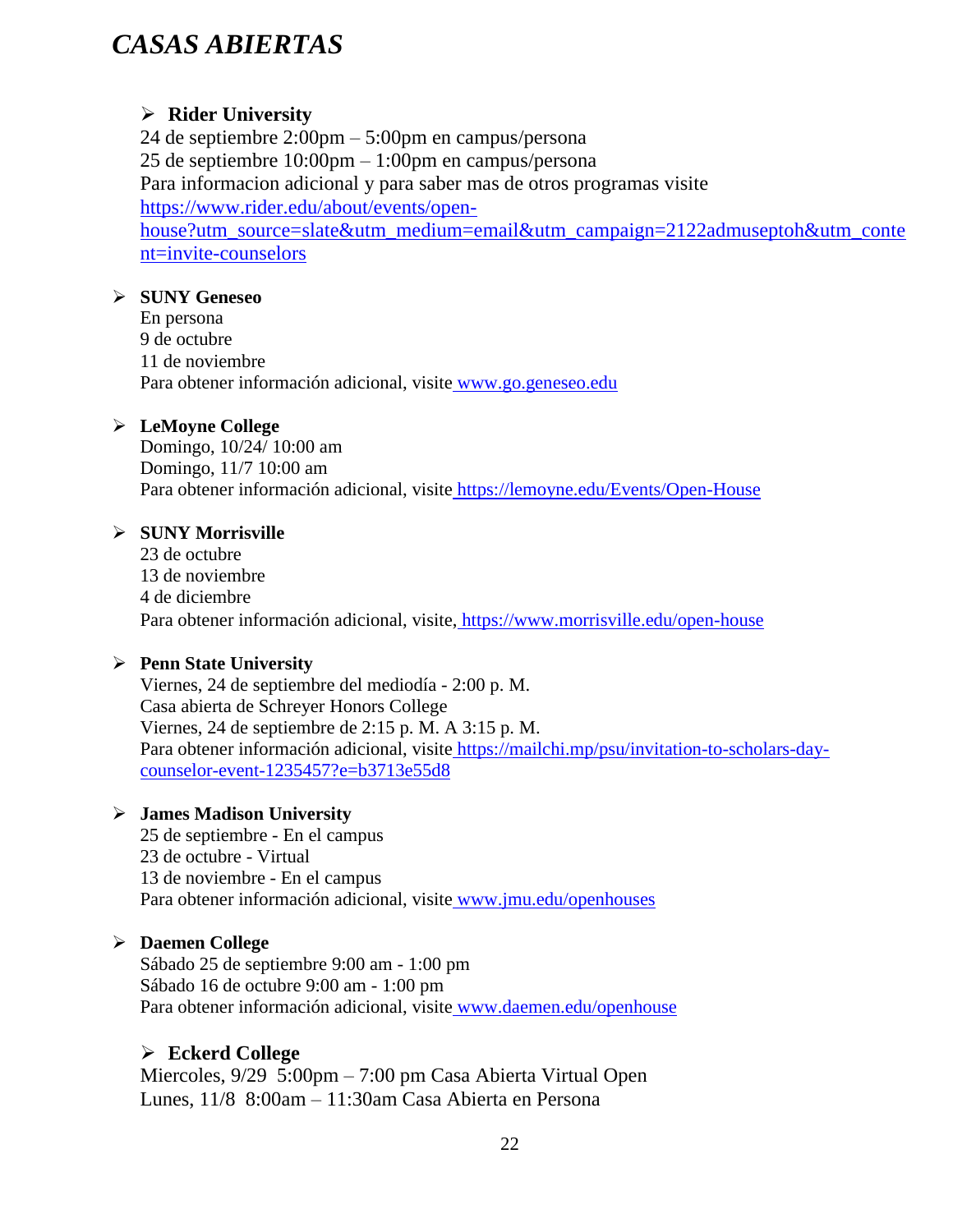# *CASAS ABIERTAS*

- **Rider University**
  24 de septiembre 2:00pm – 5:00pm en campus/persona
  25 de septiembre 10:00pm – 1:00pm en campus/persona
  Para informacion adicional y para saber mas de otros programas visite
  https://www.rider.edu/about/events/open-house?utm_source=slate&utm_medium=email&utm_campaign=2122admuseptoh&utm_content=invite-counselors

- **SUNY Geneseo**
  En persona
  9 de octubre
  11 de noviembre
  Para obtener información adicional, visite www.go.geneseo.edu

- **LeMoyne College**
  Domingo, 10/24/ 10:00 am
  Domingo, 11/7 10:00 am
  Para obtener información adicional, visite https://lemoyne.edu/Events/Open-House

- **SUNY Morrisville**
  23 de octubre
  13 de noviembre
  4 de diciembre
  Para obtener información adicional, visite, https://www.morrisville.edu/open-house

- **Penn State University**
  Viernes, 24 de septiembre del mediodía - 2:00 p. M.
  Casa abierta de Schreyer Honors College
  Viernes, 24 de septiembre de 2:15 p. M. A 3:15 p. M.
  Para obtener información adicional, visite https://mailchi.mp/psu/invitation-to-scholars-day-counselor-event-1235457?e=b3713e55d8

- **James Madison University**
  25 de septiembre - En el campus
  23 de octubre - Virtual
  13 de noviembre - En el campus
  Para obtener información adicional, visite www.jmu.edu/openhouses

- **Daemen College**
  Sábado 25 de septiembre 9:00 am - 1:00 pm
  Sábado 16 de octubre 9:00 am - 1:00 pm
  Para obtener información adicional, visite www.daemen.edu/openhouse

- **Eckerd College**
  Miercoles, 9/29 5:00pm – 7:00 pm Casa Abierta Virtual Open
  Lunes, 11/8 8:00am – 11:30am Casa Abierta en Persona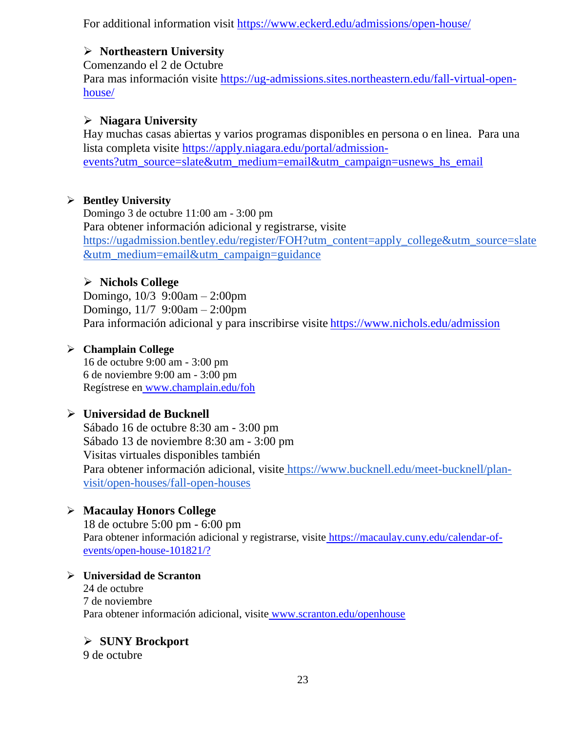For additional information visit https://www.eckerd.edu/admissions/open-house/

- **Northeastern University**
  Comenzando el 2 de Octubre
  Para mas información visite https://ug-admissions.sites.northeastern.edu/fall-virtual-open-house/

- **Niagara University**
  Hay muchas casas abiertas y varios programas disponibles en persona o en linea. Para una lista completa visite https://apply.niagara.edu/portal/admission-events?utm_source=slate&utm_medium=email&utm_campaign=usnews_hs_email

- **Bentley University**
  Domingo 3 de octubre 11:00 am - 3:00 pm
  Para obtener información adicional y registrarse, visite https://ugadmission.bentley.edu/register/FOH?utm_content=apply_college&utm_source=slate&utm_medium=email&utm_campaign=guidance

- **Nichols College**
  Domingo, 10/3 9:00am – 2:00pm
  Domingo, 11/7 9:00am – 2:00pm
  Para información adicional y para inscribirse visite https://www.nichols.edu/admission

- **Champlain College**
  16 de octubre 9:00 am - 3:00 pm
  6 de noviembre 9:00 am - 3:00 pm
  Regístrese en www.champlain.edu/foh

- **Universidad de Bucknell**
  Sábado 16 de octubre 8:30 am - 3:00 pm
  Sábado 13 de noviembre 8:30 am - 3:00 pm
  Visitas virtuales disponibles también
  Para obtener información adicional, visite https://www.bucknell.edu/meet-bucknell/plan-visit/open-houses/fall-open-houses

- **Macaulay Honors College**
  18 de octubre 5:00 pm - 6:00 pm
  Para obtener información adicional y registrarse, visite https://macaulay.cuny.edu/calendar-of-events/open-house-101821/?

- **Universidad de Scranton**
  24 de octubre
  7 de noviembre
  Para obtener información adicional, visite www.scranton.edu/openhouse

- **SUNY Brockport**
  9 de octubre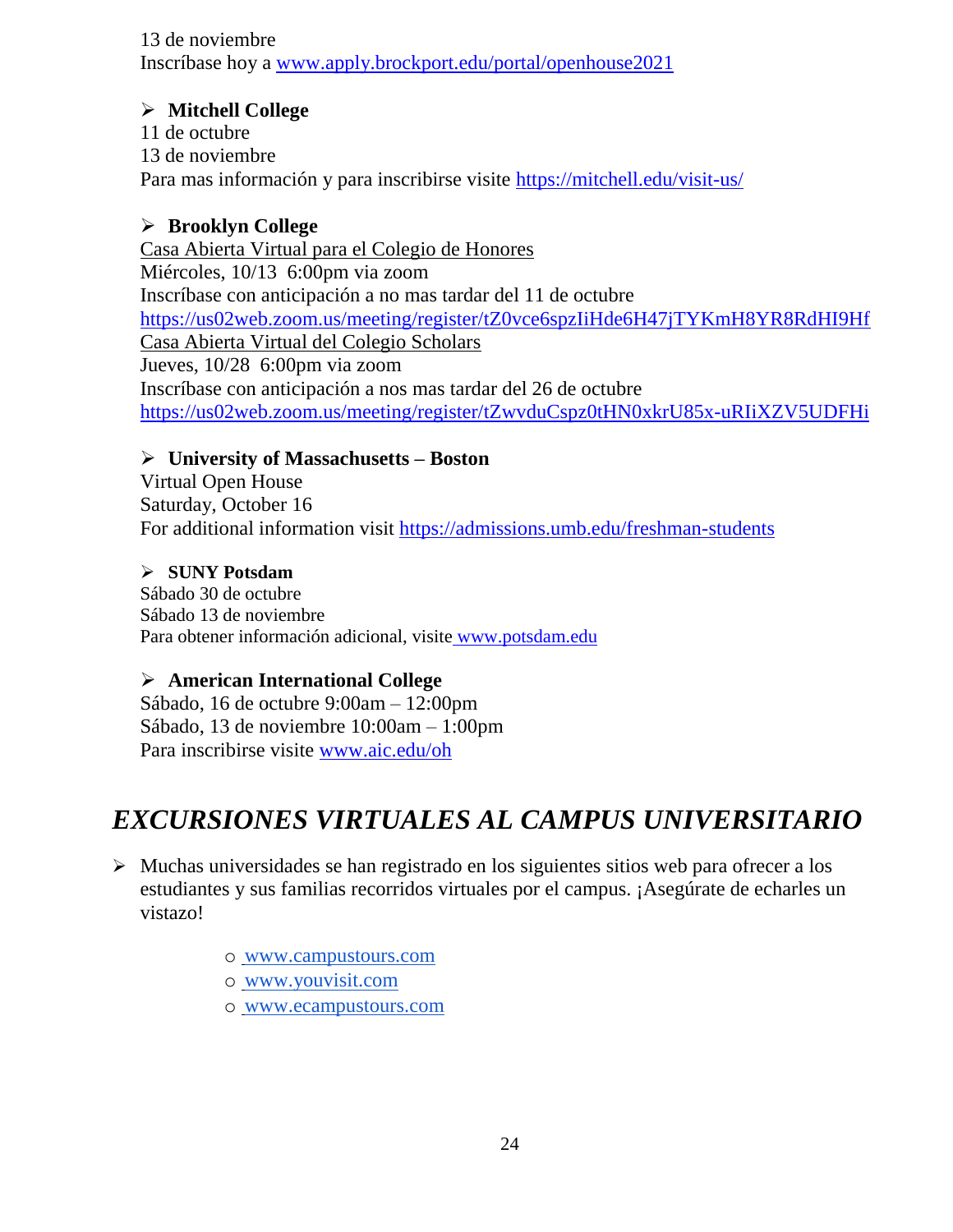13 de noviembre
Inscríbase hoy a [www.apply.brockport.edu/portal/openhouse2021](www.apply.brockport.edu/portal/openhouse2021)

- **Mitchell College**
  11 de octubre
  13 de noviembre
  Para mas información y para inscribirse visite [https://mitchell.edu/visit-us/](https://mitchell.edu/visit-us/)

- **Brooklyn College**
  Casa Abierta Virtual para el Colegio de Honores
  Miércoles, 10/13 6:00pm via zoom
  Inscríbase con anticipación a no mas tardar del 11 de octubre
  [https://us02web.zoom.us/meeting/register/tZ0vce6spzIiHde6H47jTYKmH8YR8RdHI9Hf](https://us02web.zoom.us/meeting/register/tZ0vce6spzIiHde6H47jTYKmH8YR8RdHI9Hf)
  Casa Abierta Virtual del Colegio Scholars
  Jueves, 10/28 6:00pm via zoom
  Inscríbase con anticipación a nos mas tardar del 26 de octubre
  [https://us02web.zoom.us/meeting/register/tZwvduCspz0tHN0xkrU85x-uRIiXZV5UDFHi](https://us02web.zoom.us/meeting/register/tZwvduCspz0tHN0xkrU85x-uRIiXZV5UDFHi)

- **University of Massachusetts – Boston**
  Virtual Open House
  Saturday, October 16
  For additional information visit [https://admissions.umb.edu/freshman-students](https://admissions.umb.edu/freshman-students)

- **SUNY Potsdam**
  Sábado 30 de octubre
  Sábado 13 de noviembre
  Para obtener información adicional, visite [www.potsdam.edu](www.potsdam.edu)

- **American International College**
  Sábado, 16 de octubre 9:00am – 12:00pm
  Sábado, 13 de noviembre 10:00am – 1:00pm
  Para inscribirse visite [www.aic.edu/oh](www.aic.edu/oh)

# *EXCURSIONES VIRTUALES AL CAMPUS UNIVERSITARIO*

- Muchas universidades se han registrado en los siguientes sitios web para ofrecer a los estudiantes y sus familias recorridos virtuales por el campus. ¡Asegúrate de echarles un vistazo!
  - [www.campustours.com](www.campustours.com)
  - [www.youvisit.com](www.youvisit.com)
  - [www.ecampustours.com](www.ecampustours.com)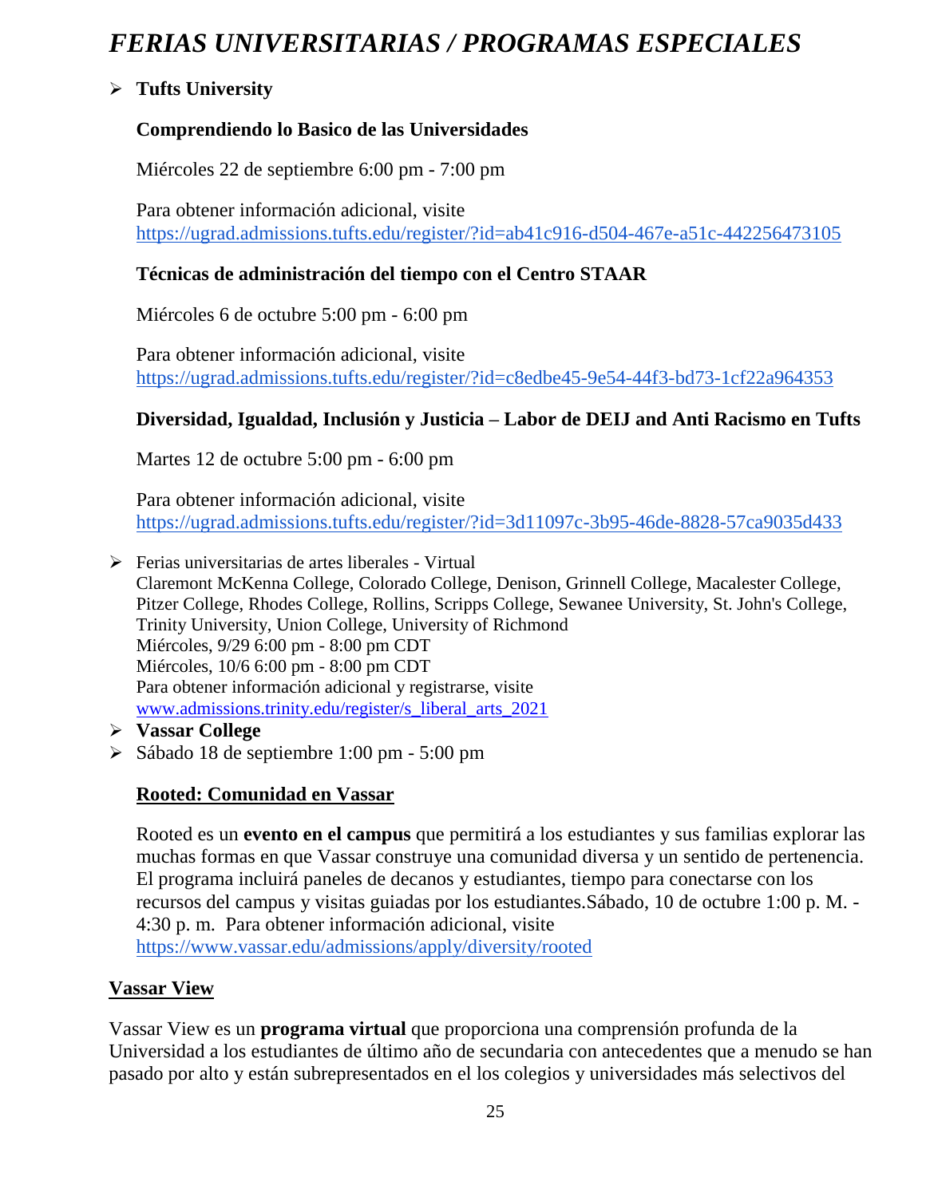# *FERIAS UNIVERSITARIAS / PROGRAMAS ESPECIALES*

- **Tufts University**

  **Comprendiendo lo Basico de las Universidades**

  Miércoles 22 de septiembre 6:00 pm - 7:00 pm

  Para obtener información adicional, visite https://ugrad.admissions.tufts.edu/register/?id=ab41c916-d504-467e-a51c-442256473105

  **Técnicas de administración del tiempo con el Centro STAAR**

  Miércoles 6 de octubre 5:00 pm - 6:00 pm

  Para obtener información adicional, visite https://ugrad.admissions.tufts.edu/register/?id=c8edbe45-9e54-44f3-bd73-1cf22a964353

  **Diversidad, Igualdad, Inclusión y Justicia – Labor de DEIJ and Anti Racismo en Tufts**

  Martes 12 de octubre 5:00 pm - 6:00 pm

  Para obtener información adicional, visite https://ugrad.admissions.tufts.edu/register/?id=3d11097c-3b95-46de-8828-57ca9035d433

- Ferias universitarias de artes liberales - Virtual
  Claremont McKenna College, Colorado College, Denison, Grinnell College, Macalester College, Pitzer College, Rhodes College, Rollins, Scripps College, Sewanee University, St. John's College, Trinity University, Union College, University of Richmond
  Miércoles, 9/29 6:00 pm - 8:00 pm CDT
  Miércoles, 10/6 6:00 pm - 8:00 pm CDT
  Para obtener información adicional y registrarse, visite www.admissions.trinity.edu/register/s_liberal_arts_2021
- **Vassar College**
- Sábado 18 de septiembre 1:00 pm - 5:00 pm

  **Rooted: Comunidad en Vassar**

  Rooted es un **evento en el campus** que permitirá a los estudiantes y sus familias explorar las muchas formas en que Vassar construye una comunidad diversa y un sentido de pertenencia. El programa incluirá paneles de decanos y estudiantes, tiempo para conectarse con los recursos del campus y visitas guiadas por los estudiantes.Sábado, 10 de octubre 1:00 p. M. - 4:30 p. m. Para obtener información adicional, visite https://www.vassar.edu/admissions/apply/diversity/rooted

**Vassar View**

Vassar View es un **programa virtual** que proporciona una comprensión profunda de la Universidad a los estudiantes de último año de secundaria con antecedentes que a menudo se han pasado por alto y están subrepresentados en el los colegios y universidades más selectivos del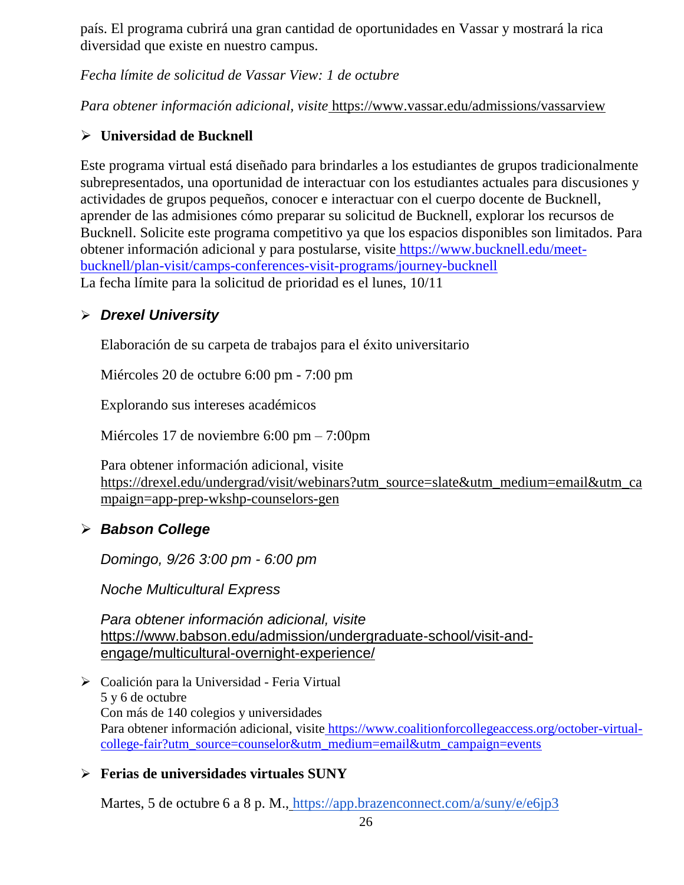país. El programa cubrirá una gran cantidad de oportunidades en Vassar y mostrará la rica diversidad que existe en nuestro campus.

*Fecha límite de solicitud de Vassar View: 1 de octubre*

*Para obtener información adicional, visite* https://www.vassar.edu/admissions/vassarview

- **Universidad de Bucknell**

Este programa virtual está diseñado para brindarles a los estudiantes de grupos tradicionalmente subrepresentados, una oportunidad de interactuar con los estudiantes actuales para discusiones y actividades de grupos pequeños, conocer e interactuar con el cuerpo docente de Bucknell, aprender de las admisiones cómo preparar su solicitud de Bucknell, explorar los recursos de Bucknell. Solicite este programa competitivo ya que los espacios disponibles son limitados. Para obtener información adicional y para postularse, visite https://www.bucknell.edu/meet-bucknell/plan-visit/camps-conferences-visit-programs/journey-bucknell
La fecha límite para la solicitud de prioridad es el lunes, 10/11

- ***Drexel University***

  Elaboración de su carpeta de trabajos para el éxito universitario

  Miércoles 20 de octubre 6:00 pm - 7:00 pm

  Explorando sus intereses académicos

  Miércoles 17 de noviembre 6:00 pm – 7:00pm

  Para obtener información adicional, visite https://drexel.edu/undergrad/visit/webinars?utm_source=slate&utm_medium=email&utm_campaign=app-prep-wkshp-counselors-gen

- ***Babson College***

  *Domingo, 9/26 3:00 pm - 6:00 pm*

  *Noche Multicultural Express*

  *Para obtener información adicional, visite* https://www.babson.edu/admission/undergraduate-school/visit-and-engage/multicultural-overnight-experience/

- Coalición para la Universidad - Feria Virtual
  5 y 6 de octubre
  Con más de 140 colegios y universidades
  Para obtener información adicional, visite https://www.coalitionforcollegeaccess.org/october-virtual-college-fair?utm_source=counselor&utm_medium=email&utm_campaign=events

- **Ferias de universidades virtuales SUNY**

  Martes, 5 de octubre 6 a 8 p. M., https://app.brazenconnect.com/a/suny/e/e6jp3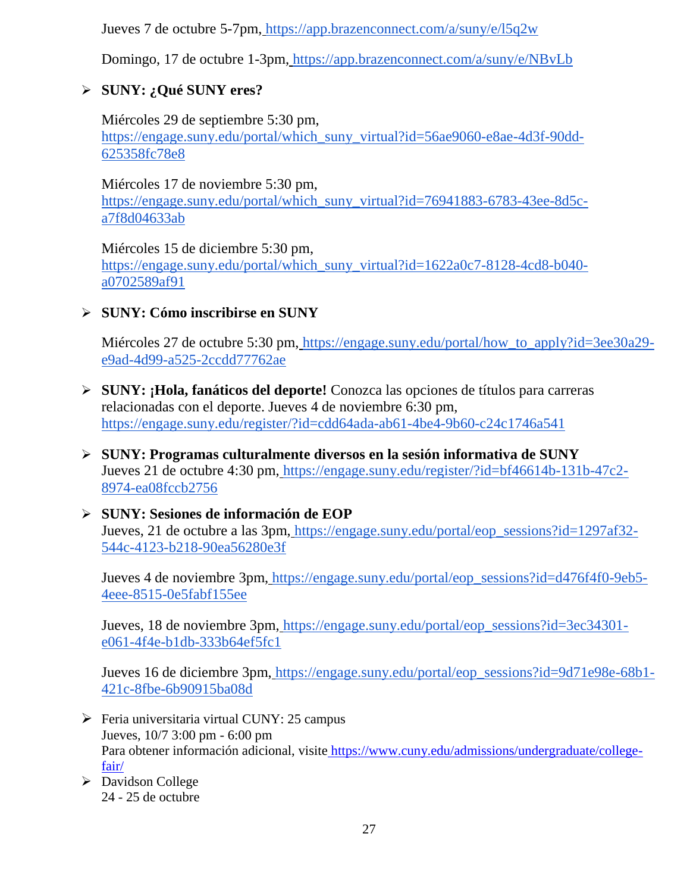Jueves 7 de octubre 5-7pm, https://app.brazenconnect.com/a/suny/e/l5q2w

Domingo, 17 de octubre 1-3pm, https://app.brazenconnect.com/a/suny/e/NBvLb

- **SUNY: ¿Qué SUNY eres?**

  Miércoles 29 de septiembre 5:30 pm, https://engage.suny.edu/portal/which_suny_virtual?id=56ae9060-e8ae-4d3f-90dd-625358fc78e8

  Miércoles 17 de noviembre 5:30 pm, https://engage.suny.edu/portal/which_suny_virtual?id=76941883-6783-43ee-8d5c-a7f8d04633ab

  Miércoles 15 de diciembre 5:30 pm, https://engage.suny.edu/portal/which_suny_virtual?id=1622a0c7-8128-4cd8-b040-a0702589af91

- **SUNY: Cómo inscribirse en SUNY**

  Miércoles 27 de octubre 5:30 pm, https://engage.suny.edu/portal/how_to_apply?id=3ee30a29-e9ad-4d99-a525-2ccdd77762ae

- **SUNY: ¡Hola, fanáticos del deporte!** Conozca las opciones de títulos para carreras relacionadas con el deporte. Jueves 4 de noviembre 6:30 pm, https://engage.suny.edu/register/?id=cdd64ada-ab61-4be4-9b60-c24c1746a541

- **SUNY: Programas culturalmente diversos en la sesión informativa de SUNY**
  Jueves 21 de octubre 4:30 pm, https://engage.suny.edu/register/?id=bf46614b-131b-47c2-8974-ea08fccb2756

- **SUNY: Sesiones de información de EOP**
  Jueves, 21 de octubre a las 3pm, https://engage.suny.edu/portal/eop_sessions?id=1297af32-544c-4123-b218-90ea56280e3f

  Jueves 4 de noviembre 3pm, https://engage.suny.edu/portal/eop_sessions?id=d476f4f0-9eb5-4eee-8515-0e5fabf155ee

  Jueves, 18 de noviembre 3pm, https://engage.suny.edu/portal/eop_sessions?id=3ec34301-e061-4f4e-b1db-333b64ef5fc1

  Jueves 16 de diciembre 3pm, https://engage.suny.edu/portal/eop_sessions?id=9d71e98e-68b1-421c-8fbe-6b90915ba08d

- Feria universitaria virtual CUNY: 25 campus
  Jueves, 10/7 3:00 pm - 6:00 pm
  Para obtener información adicional, visite https://www.cuny.edu/admissions/undergraduate/college-fair/
- Davidson College
  24 - 25 de octubre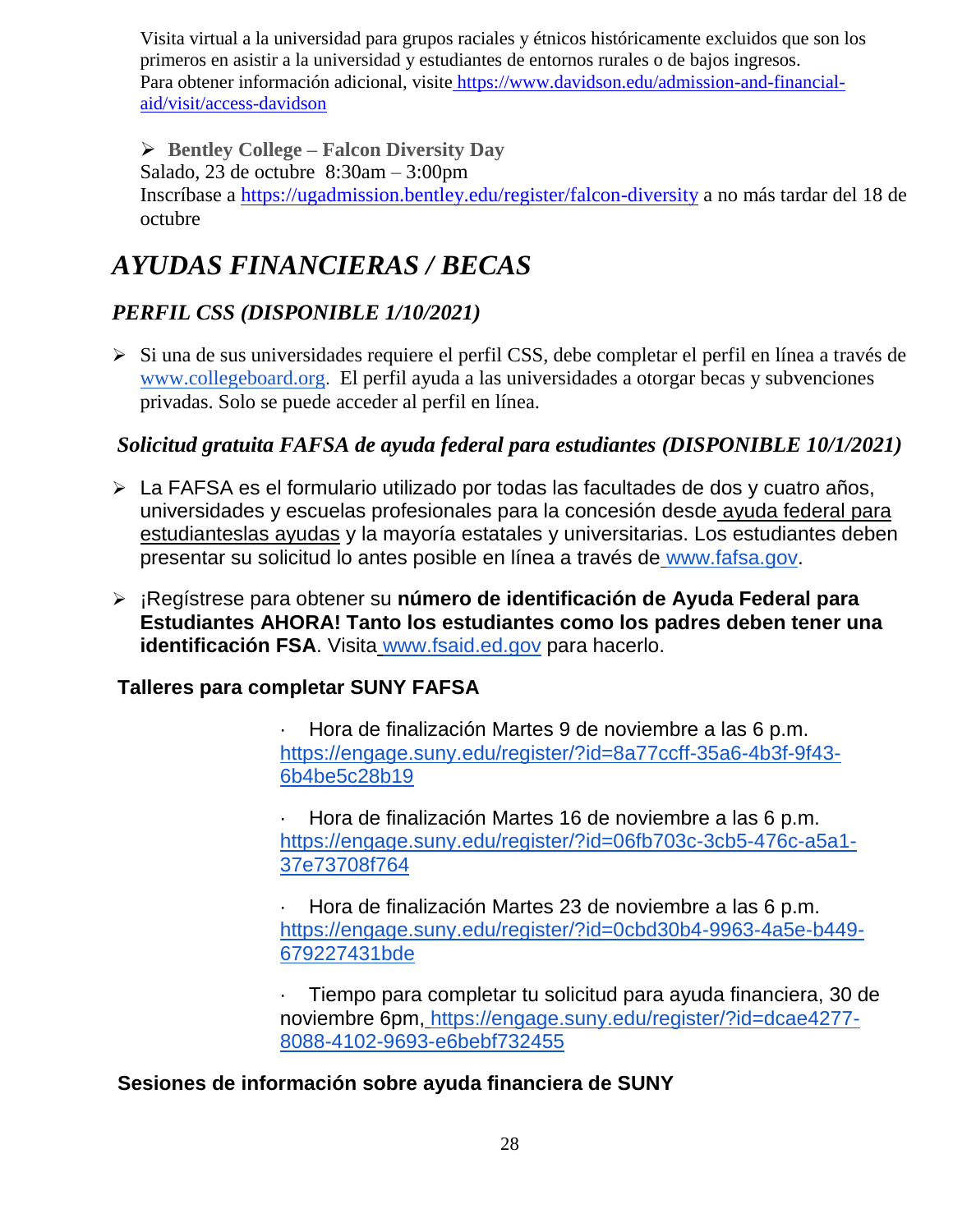Visita virtual a la universidad para grupos raciales y étnicos históricamente excluidos que son los primeros en asistir a la universidad y estudiantes de entornos rurales o de bajos ingresos.
Para obtener información adicional, visite https://www.davidson.edu/admission-and-financial-aid/visit/access-davidson

- **Bentley College – Falcon Diversity Day**
Salado, 23 de octubre 8:30am – 3:00pm
Inscríbase a https://ugadmission.bentley.edu/register/falcon-diversity a no más tardar del 18 de octubre

# *AYUDAS FINANCIERAS / BECAS*

## *PERFIL CSS (DISPONIBLE 1/10/2021)*

- Si una de sus universidades requiere el perfil CSS, debe completar el perfil en línea a través de www.collegeboard.org. El perfil ayuda a las universidades a otorgar becas y subvenciones privadas. Solo se puede acceder al perfil en línea.

## *Solicitud gratuita FAFSA de ayuda federal para estudiantes (DISPONIBLE 10/1/2021)*

- La FAFSA es el formulario utilizado por todas las facultades de dos y cuatro años, universidades y escuelas profesionales para la concesión desde ayuda federal para estudianteslas ayudas y la mayoría estatales y universitarias. Los estudiantes deben presentar su solicitud lo antes posible en línea a través de www.fafsa.gov.
- ¡Regístrese para obtener su **número de identificación de Ayuda Federal para Estudiantes AHORA! Tanto los estudiantes como los padres deben tener una identificación FSA**. Visita www.fsaid.ed.gov para hacerlo.

### Talleres para completar SUNY FAFSA

- Hora de finalización Martes 9 de noviembre a las 6 p.m. https://engage.suny.edu/register/?id=8a77ccff-35a6-4b3f-9f43-6b4be5c28b19
- Hora de finalización Martes 16 de noviembre a las 6 p.m. https://engage.suny.edu/register/?id=06fb703c-3cb5-476c-a5a1-37e73708f764
- Hora de finalización Martes 23 de noviembre a las 6 p.m. https://engage.suny.edu/register/?id=0cbd30b4-9963-4a5e-b449-679227431bde
- Tiempo para completar tu solicitud para ayuda financiera, 30 de noviembre 6pm, https://engage.suny.edu/register/?id=dcae4277-8088-4102-9693-e6bebf732455

### Sesiones de información sobre ayuda financiera de SUNY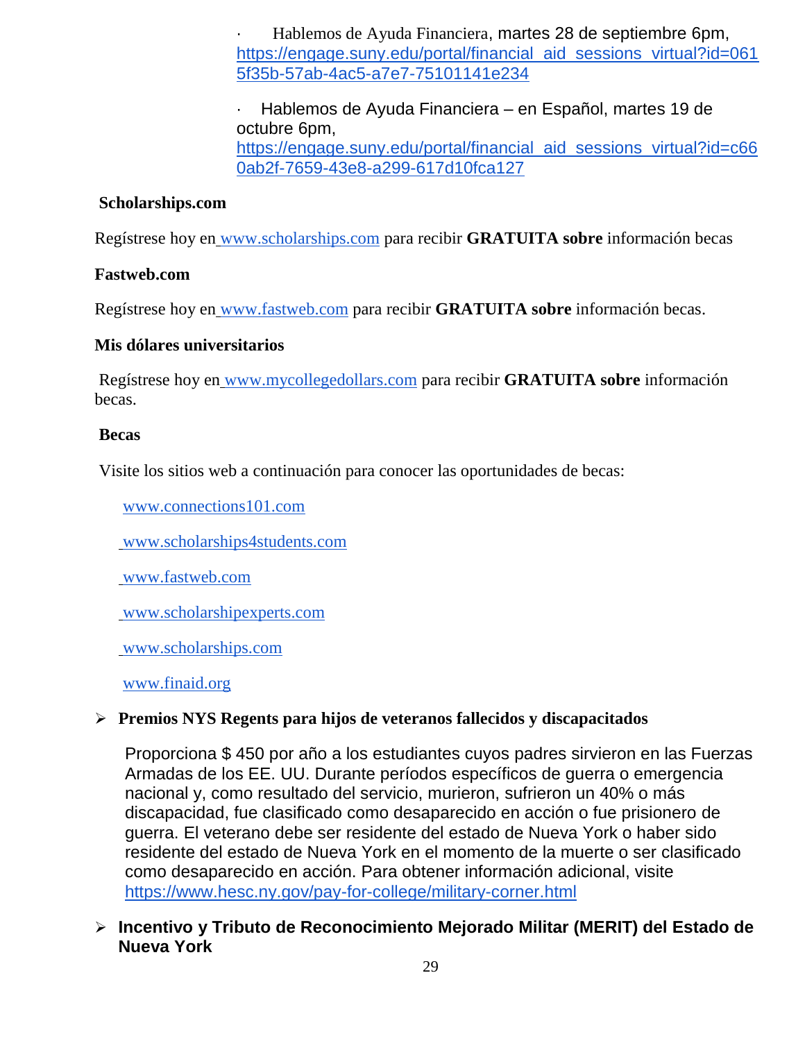- Hablemos de Ayuda Financiera, martes 28 de septiembre 6pm, https://engage.suny.edu/portal/financial_aid_sessions_virtual?id=0615f35b-57ab-4ac5-a7e7-75101141e234

- Hablemos de Ayuda Financiera – en Español, martes 19 de octubre 6pm, https://engage.suny.edu/portal/financial_aid_sessions_virtual?id=c660ab2f-7659-43e8-a299-617d10fca127

**Scholarships.com**

Regístrese hoy en www.scholarships.com para recibir **GRATUITA sobre** información becas

**Fastweb.com**

Regístrese hoy en www.fastweb.com para recibir **GRATUITA sobre** información becas.

**Mis dólares universitarios**

Regístrese hoy en www.mycollegedollars.com para recibir **GRATUITA sobre** información becas.

**Becas**

Visite los sitios web a continuación para conocer las oportunidades de becas:

www.connections101.com

www.scholarships4students.com

www.fastweb.com

www.scholarshipexperts.com

www.scholarships.com

www.finaid.org

- **Premios NYS Regents para hijos de veteranos fallecidos y discapacitados**

  Proporciona $ 450 por año a los estudiantes cuyos padres sirvieron en las Fuerzas Armadas de los EE. UU. Durante períodos específicos de guerra o emergencia nacional y, como resultado del servicio, murieron, sufrieron un 40% o más discapacidad, fue clasificado como desaparecido en acción o fue prisionero de guerra. El veterano debe ser residente del estado de Nueva York o haber sido residente del estado de Nueva York en el momento de la muerte o ser clasificado como desaparecido en acción. Para obtener información adicional, visite https://www.hesc.ny.gov/pay-for-college/military-corner.html

- **Incentivo y Tributo de Reconocimiento Mejorado Militar (MERIT) del Estado de Nueva York**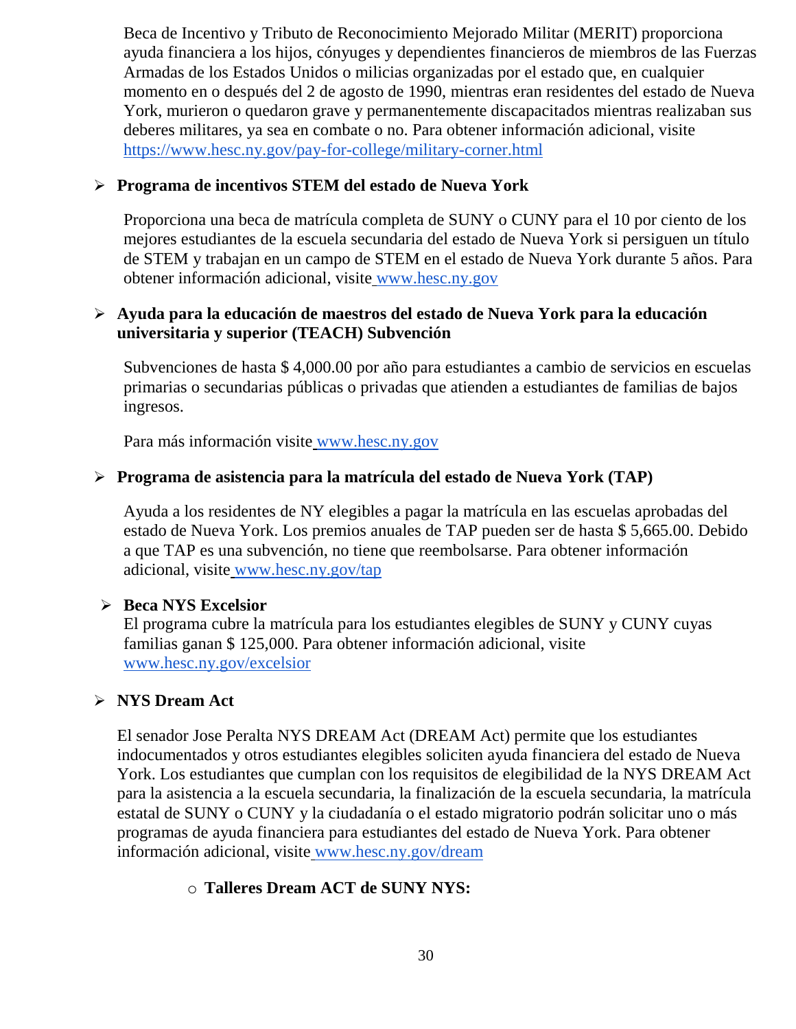Beca de Incentivo y Tributo de Reconocimiento Mejorado Militar (MERIT) proporciona ayuda financiera a los hijos, cónyuges y dependientes financieros de miembros de las Fuerzas Armadas de los Estados Unidos o milicias organizadas por el estado que, en cualquier momento en o después del 2 de agosto de 1990, mientras eran residentes del estado de Nueva York, murieron o quedaron grave y permanentemente discapacitados mientras realizaban sus deberes militares, ya sea en combate o no. Para obtener información adicional, visite [https://www.hesc.ny.gov/pay-for-college/military-corner.html](https://www.hesc.ny.gov/pay-for-college/military-corner.html)

- **Programa de incentivos STEM del estado de Nueva York**

  Proporciona una beca de matrícula completa de SUNY o CUNY para el 10 por ciento de los mejores estudiantes de la escuela secundaria del estado de Nueva York si persiguen un título de STEM y trabajan en un campo de STEM en el estado de Nueva York durante 5 años. Para obtener información adicional, visite [www.hesc.ny.gov](http://www.hesc.ny.gov)

- **Ayuda para la educación de maestros del estado de Nueva York para la educación universitaria y superior (TEACH) Subvención**

  Subvenciones de hasta $ 4,000.00 por año para estudiantes a cambio de servicios en escuelas primarias o secundarias públicas o privadas que atienden a estudiantes de familias de bajos ingresos.

  Para más información visite [www.hesc.ny.gov](http://www.hesc.ny.gov)

- **Programa de asistencia para la matrícula del estado de Nueva York (TAP)**

  Ayuda a los residentes de NY elegibles a pagar la matrícula en las escuelas aprobadas del estado de Nueva York. Los premios anuales de TAP pueden ser de hasta $ 5,665.00. Debido a que TAP es una subvención, no tiene que reembolsarse. Para obtener información adicional, visite [www.hesc.ny.gov/tap](http://www.hesc.ny.gov/tap)

- **Beca NYS Excelsior**

  El programa cubre la matrícula para los estudiantes elegibles de SUNY y CUNY cuyas familias ganan $ 125,000. Para obtener información adicional, visite [www.hesc.ny.gov/excelsior](http://www.hesc.ny.gov/excelsior)

- **NYS Dream Act**

  El senador Jose Peralta NYS DREAM Act (DREAM Act) permite que los estudiantes indocumentados y otros estudiantes elegibles soliciten ayuda financiera del estado de Nueva York. Los estudiantes que cumplan con los requisitos de elegibilidad de la NYS DREAM Act para la asistencia a la escuela secundaria, la finalización de la escuela secundaria, la matrícula estatal de SUNY o CUNY y la ciudadanía o el estado migratorio podrán solicitar uno o más programas de ayuda financiera para estudiantes del estado de Nueva York. Para obtener información adicional, visite [www.hesc.ny.gov/dream](http://www.hesc.ny.gov/dream)

  - **Talleres Dream ACT de SUNY NYS:**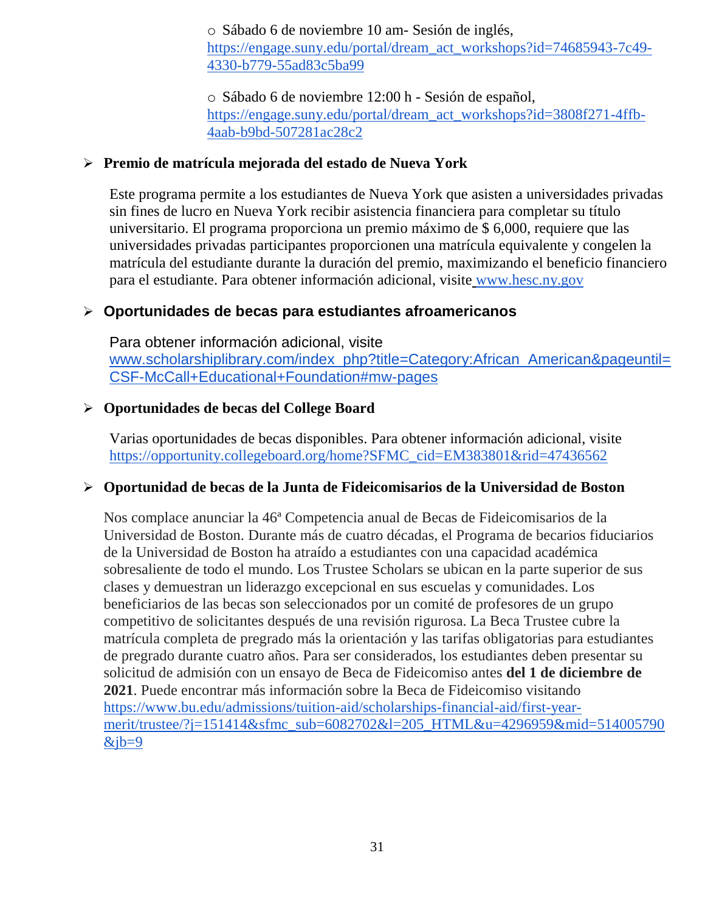- Sábado 6 de noviembre 10 am- Sesión de inglés, https://engage.suny.edu/portal/dream_act_workshops?id=74685943-7c49-4330-b779-55ad83c5ba99
- Sábado 6 de noviembre 12:00 h - Sesión de español, https://engage.suny.edu/portal/dream_act_workshops?id=3808f271-4ffb-4aab-b9bd-507281ac28c2

- **Premio de matrícula mejorada del estado de Nueva York**

  Este programa permite a los estudiantes de Nueva York que asisten a universidades privadas sin fines de lucro en Nueva York recibir asistencia financiera para completar su título universitario. El programa proporciona un premio máximo de $ 6,000, requiere que las universidades privadas participantes proporcionen una matrícula equivalente y congelen la matrícula del estudiante durante la duración del premio, maximizando el beneficio financiero para el estudiante. Para obtener información adicional, visite www.hesc.ny.gov

- **Oportunidades de becas para estudiantes afroamericanos**

  Para obtener información adicional, visite www.scholarshiplibrary.com/index_php?title=Category:African_American&pageuntil=CSF-McCall+Educational+Foundation#mw-pages

- **Oportunidades de becas del College Board**

  Varias oportunidades de becas disponibles. Para obtener información adicional, visite https://opportunity.collegeboard.org/home?SFMC_cid=EM383801&rid=47436562

- **Oportunidad de becas de la Junta de Fideicomisarios de la Universidad de Boston**

  Nos complace anunciar la 46ª Competencia anual de Becas de Fideicomisarios de la Universidad de Boston. Durante más de cuatro décadas, el Programa de becarios fiduciarios de la Universidad de Boston ha atraído a estudiantes con una capacidad académica sobresaliente de todo el mundo. Los Trustee Scholars se ubican en la parte superior de sus clases y demuestran un liderazgo excepcional en sus escuelas y comunidades. Los beneficiarios de las becas son seleccionados por un comité de profesores de un grupo competitivo de solicitantes después de una revisión rigurosa. La Beca Trustee cubre la matrícula completa de pregrado más la orientación y las tarifas obligatorias para estudiantes de pregrado durante cuatro años. Para ser considerados, los estudiantes deben presentar su solicitud de admisión con un ensayo de Beca de Fideicomiso antes **del 1 de diciembre de 2021**. Puede encontrar más información sobre la Beca de Fideicomiso visitando https://www.bu.edu/admissions/tuition-aid/scholarships-financial-aid/first-year-merit/trustee/?j=151414&sfmc_sub=6082702&l=205_HTML&u=4296959&mid=514005790&jb=9